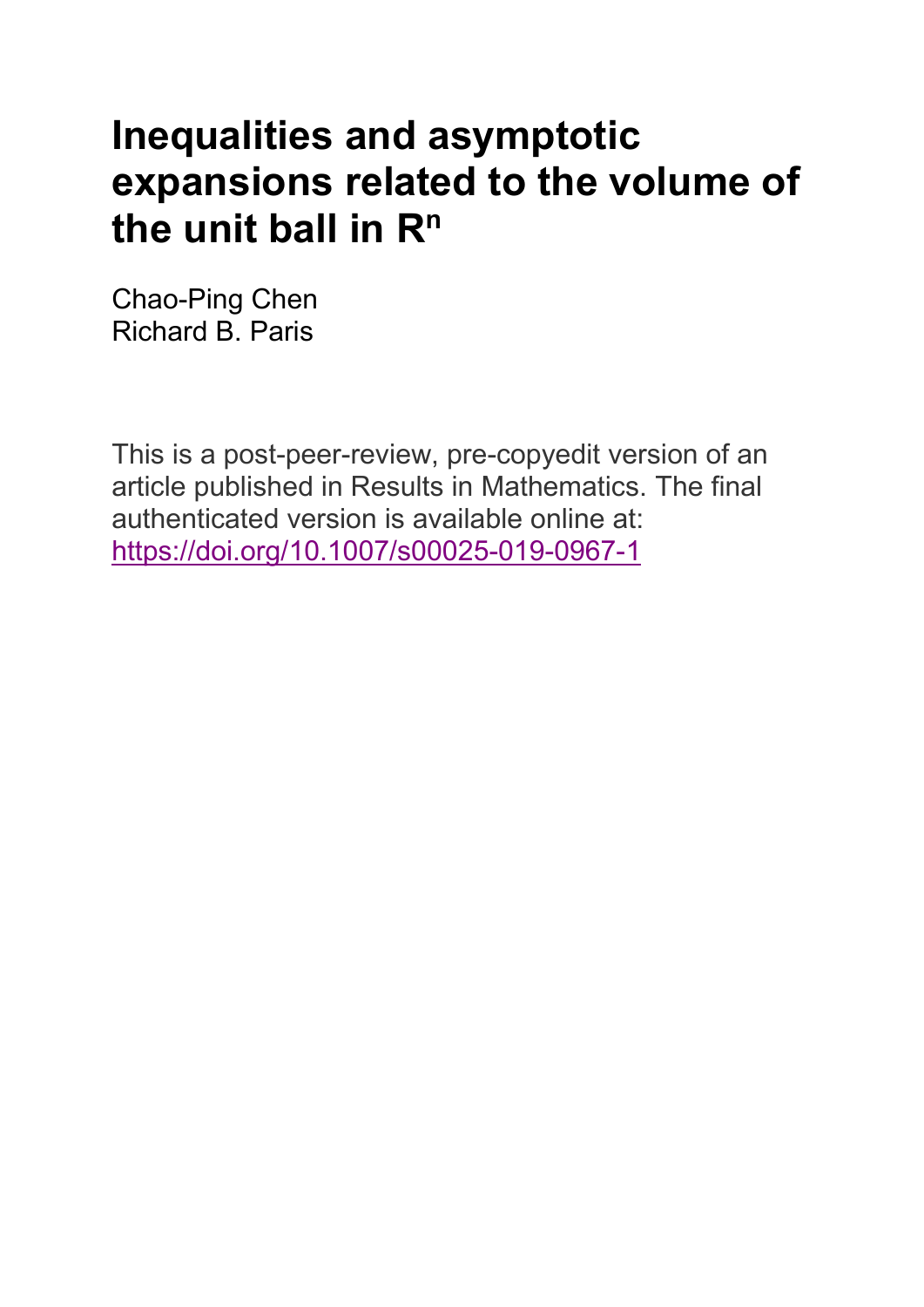# Inequalities and asymptotic expansions related to the volume of the unit ball in $R^n$

Chao-Ping Chen
Richard B. Paris

This is a post-peer-review, pre-copyedit version of an article published in Results in Mathematics. The final authenticated version is available online at: https://doi.org/10.1007/s00025-019-0967-1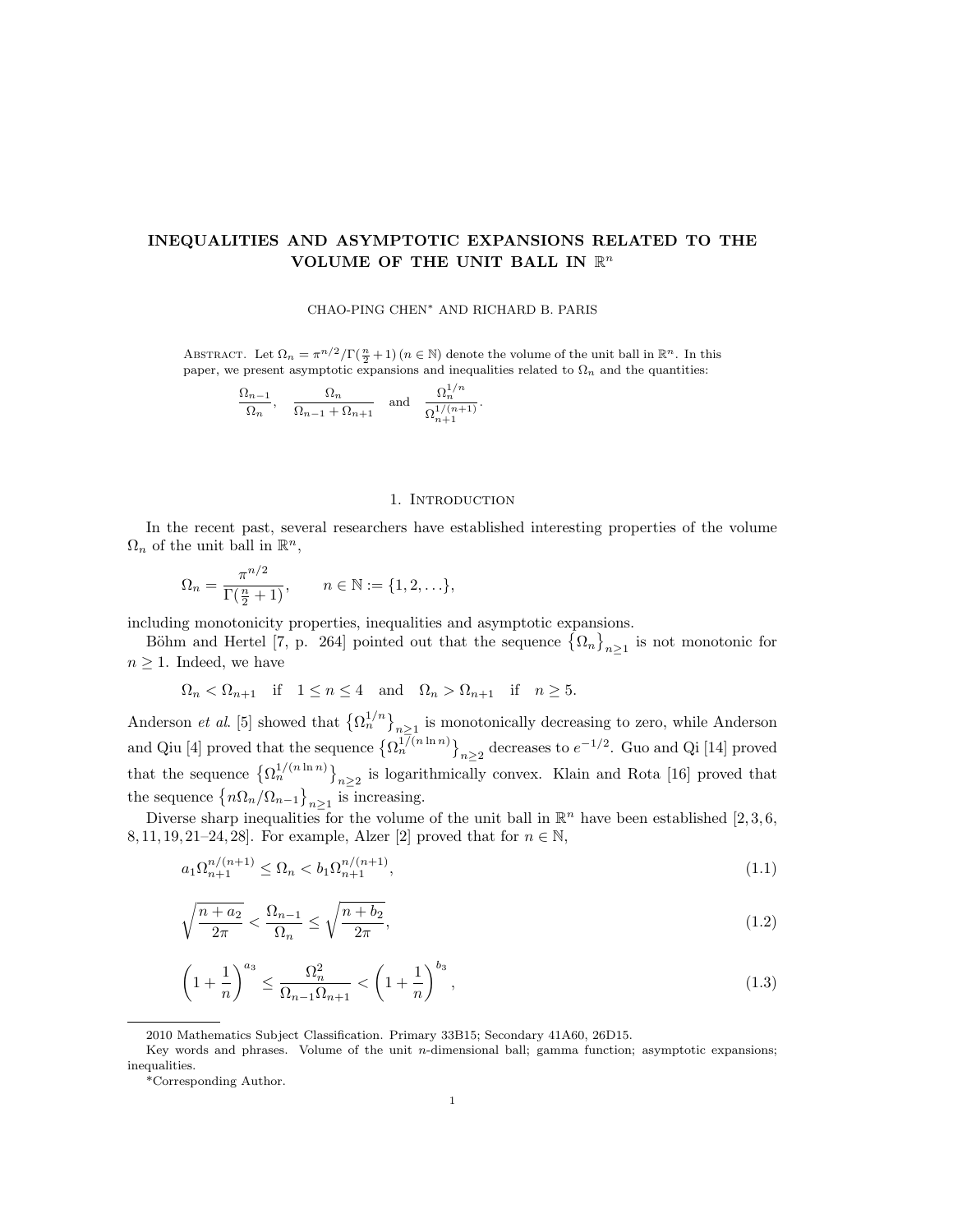**INEQUALITIES AND ASYMPTOTIC EXPANSIONS RELATED TO THE VOLUME OF THE UNIT BALL IN $\mathbb{R}^n$**

CHAO-PING CHEN* AND RICHARD B. PARIS

Abstract. Let $\Omega_n = \pi^{n/2}/\Gamma(\frac{n}{2}+1)$ ($n \in \mathbb{N}$) denote the volume of the unit ball in $\mathbb{R}^n$. In this paper, we present asymptotic expansions and inequalities related to $\Omega_n$ and the quantities:

$$\frac{\Omega_{n-1}}{\Omega_n}, \quad \frac{\Omega_n}{\Omega_{n-1}+\Omega_{n+1}} \quad \text{and} \quad \frac{\Omega_n^{1/n}}{\Omega_{n+1}^{1/(n+1)}}.$$

## 1. Introduction

In the recent past, several researchers have established interesting properties of the volume $\Omega_n$ of the unit ball in $\mathbb{R}^n$,

$$\Omega_n = \frac{\pi^{n/2}}{\Gamma(\frac{n}{2}+1)}, \qquad n \in \mathbb{N} := \{1, 2, \ldots\},$$

including monotonicity properties, inequalities and asymptotic expansions.

Böhm and Hertel [7, p. 264] pointed out that the sequence $\{\Omega_n\}_{n\geq 1}$ is not monotonic for $n \geq 1$. Indeed, we have

$$\Omega_n < \Omega_{n+1} \quad \text{if} \quad 1 \leq n \leq 4 \quad \text{and} \quad \Omega_n > \Omega_{n+1} \quad \text{if} \quad n \geq 5.$$

Anderson *et al*. [5] showed that $\{\Omega_n^{1/n}\}_{n\geq 1}$ is monotonically decreasing to zero, while Anderson and Qiu [4] proved that the sequence $\{\Omega_n^{1/(n\ln n)}\}_{n\geq 2}$ decreases to $e^{-1/2}$. Guo and Qi [14] proved that the sequence $\{\Omega_n^{1/(n\ln n)}\}_{n\geq 2}$ is logarithmically convex. Klain and Rota [16] proved that the sequence $\{n\Omega_n/\Omega_{n-1}\}_{n\geq 1}$ is increasing.

Diverse sharp inequalities for the volume of the unit ball in $\mathbb{R}^n$ have been established [2, 3, 6, 8, 11, 19, 21–24, 28]. For example, Alzer [2] proved that for $n \in \mathbb{N}$,

$$a_1\Omega_{n+1}^{n/(n+1)} \leq \Omega_n < b_1\Omega_{n+1}^{n/(n+1)}, \tag{1.1}$$

$$\sqrt{\frac{n+a_2}{2\pi}} < \frac{\Omega_{n-1}}{\Omega_n} \leq \sqrt{\frac{n+b_2}{2\pi}}, \tag{1.2}$$

$$\left(1+\frac{1}{n}\right)^{a_3} \leq \frac{\Omega_n^2}{\Omega_{n-1}\Omega_{n+1}} < \left(1+\frac{1}{n}\right)^{b_3}, \tag{1.3}$$

---

2010 Mathematics Subject Classification. Primary 33B15; Secondary 41A60, 26D15.

Key words and phrases. Volume of the unit $n$-dimensional ball; gamma function; asymptotic expansions; inequalities.

*Corresponding Author.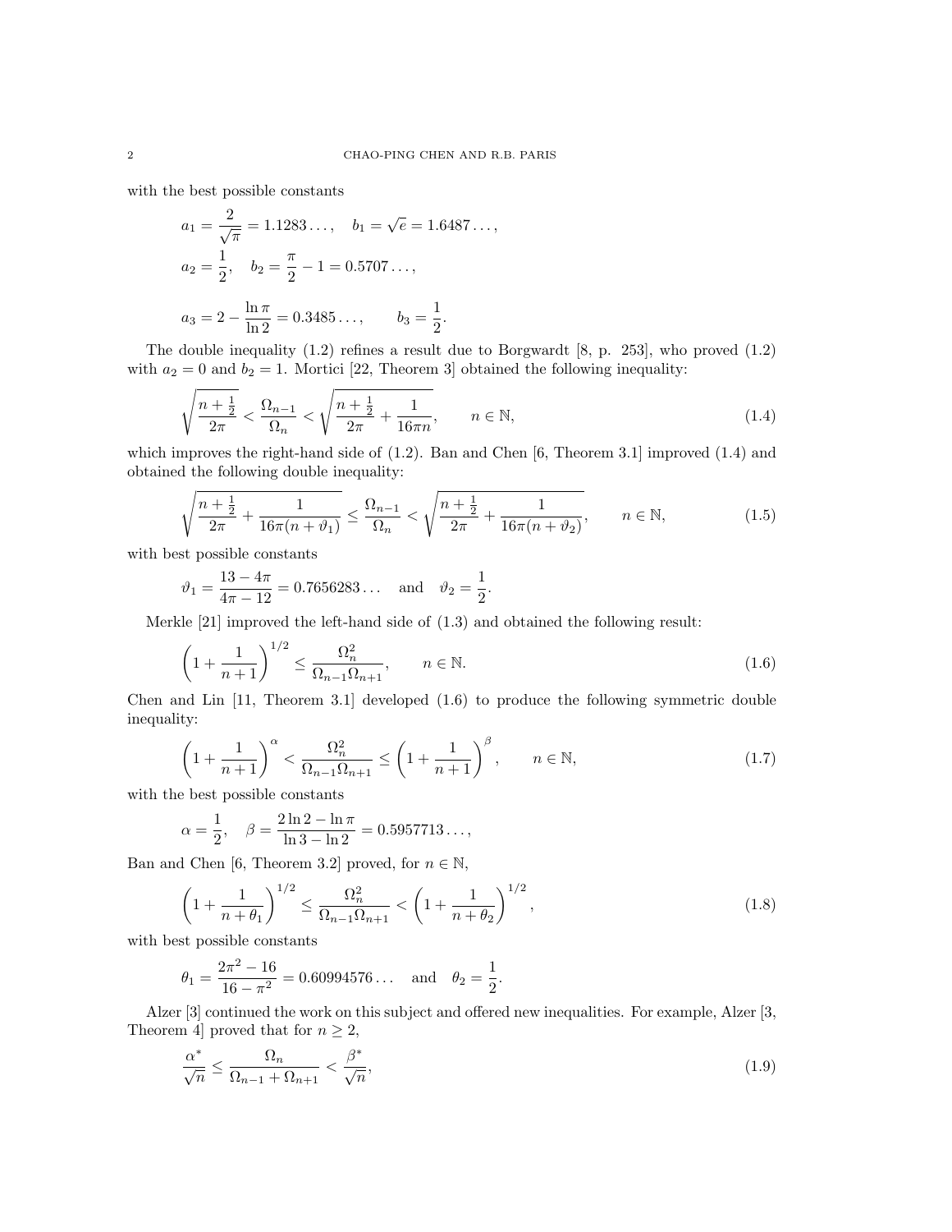with the best possible constants

$$a_1 = \frac{2}{\sqrt{\pi}} = 1.1283\ldots, \quad b_1 = \sqrt{e} = 1.6487\ldots,$$

$$a_2 = \frac{1}{2}, \quad b_2 = \frac{\pi}{2} - 1 = 0.5707\ldots,$$

$$a_3 = 2 - \frac{\ln \pi}{\ln 2} = 0.3485\ldots, \qquad b_3 = \frac{1}{2}.$$

The double inequality (1.2) refines a result due to Borgwardt [8, p. 253], who proved (1.2) with $a_2 = 0$ and $b_2 = 1$. Mortici [22, Theorem 3] obtained the following inequality:

$$\sqrt{\frac{n+\frac{1}{2}}{2\pi}} < \frac{\Omega_{n-1}}{\Omega_n} < \sqrt{\frac{n+\frac{1}{2}}{2\pi} + \frac{1}{16\pi n}}, \qquad n \in \mathbb{N}, \tag{1.4}$$

which improves the right-hand side of (1.2). Ban and Chen [6, Theorem 3.1] improved (1.4) and obtained the following double inequality:

$$\sqrt{\frac{n+\frac{1}{2}}{2\pi} + \frac{1}{16\pi(n+\vartheta_1)}} \le \frac{\Omega_{n-1}}{\Omega_n} < \sqrt{\frac{n+\frac{1}{2}}{2\pi} + \frac{1}{16\pi(n+\vartheta_2)}}, \qquad n \in \mathbb{N}, \tag{1.5}$$

with best possible constants

$$\vartheta_1 = \frac{13 - 4\pi}{4\pi - 12} = 0.7656283\ldots \quad \text{and} \quad \vartheta_2 = \frac{1}{2}.$$

Merkle [21] improved the left-hand side of (1.3) and obtained the following result:

$$\left(1 + \frac{1}{n+1}\right)^{1/2} \le \frac{\Omega_n^2}{\Omega_{n-1}\Omega_{n+1}}, \qquad n \in \mathbb{N}. \tag{1.6}$$

Chen and Lin [11, Theorem 3.1] developed (1.6) to produce the following symmetric double inequality:

$$\left(1 + \frac{1}{n+1}\right)^{\alpha} < \frac{\Omega_n^2}{\Omega_{n-1}\Omega_{n+1}} \le \left(1 + \frac{1}{n+1}\right)^{\beta}, \qquad n \in \mathbb{N}, \tag{1.7}$$

with the best possible constants

$$\alpha = \frac{1}{2}, \quad \beta = \frac{2\ln 2 - \ln \pi}{\ln 3 - \ln 2} = 0.5957713\ldots,$$

Ban and Chen [6, Theorem 3.2] proved, for $n \in \mathbb{N}$,

$$\left(1 + \frac{1}{n+\theta_1}\right)^{1/2} \le \frac{\Omega_n^2}{\Omega_{n-1}\Omega_{n+1}} < \left(1 + \frac{1}{n+\theta_2}\right)^{1/2}, \tag{1.8}$$

with best possible constants

$$\theta_1 = \frac{2\pi^2 - 16}{16 - \pi^2} = 0.60994576\ldots \quad \text{and} \quad \theta_2 = \frac{1}{2}.$$

Alzer [3] continued the work on this subject and offered new inequalities. For example, Alzer [3, Theorem 4] proved that for $n \ge 2$,

$$\frac{\alpha^*}{\sqrt{n}} \le \frac{\Omega_n}{\Omega_{n-1} + \Omega_{n+1}} < \frac{\beta^*}{\sqrt{n}}, \tag{1.9}$$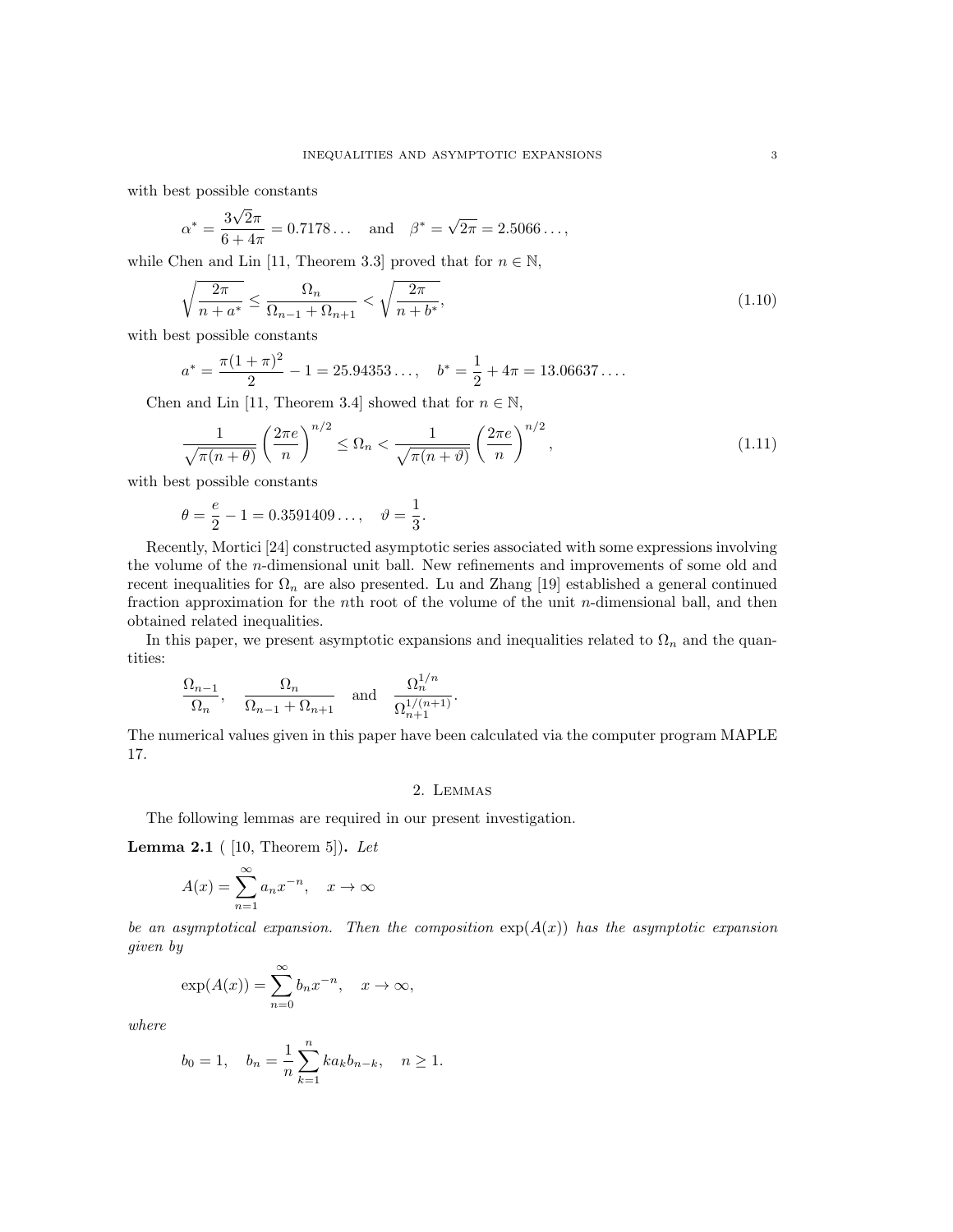with best possible constants

$$\alpha^* = \frac{3\sqrt{2}\pi}{6+4\pi} = 0.7178\ldots \quad \text{and} \quad \beta^* = \sqrt{2\pi} = 2.5066\ldots,$$

while Chen and Lin [11, Theorem 3.3] proved that for $n \in \mathbb{N}$,

$$\sqrt{\frac{2\pi}{n+a^*}} \leq \frac{\Omega_n}{\Omega_{n-1}+\Omega_{n+1}} < \sqrt{\frac{2\pi}{n+b^*}}, \tag{1.10}$$

with best possible constants

$$a^* = \frac{\pi(1+\pi)^2}{2} - 1 = 25.94353\ldots, \quad b^* = \frac{1}{2} + 4\pi = 13.06637\ldots.$$

Chen and Lin [11, Theorem 3.4] showed that for $n \in \mathbb{N}$,

$$\frac{1}{\sqrt{\pi(n+\theta)}}\left(\frac{2\pi e}{n}\right)^{n/2} \leq \Omega_n < \frac{1}{\sqrt{\pi(n+\vartheta)}}\left(\frac{2\pi e}{n}\right)^{n/2}, \tag{1.11}$$

with best possible constants

$$\theta = \frac{e}{2} - 1 = 0.3591409\ldots, \quad \vartheta = \frac{1}{3}.$$

Recently, Mortici [24] constructed asymptotic series associated with some expressions involving the volume of the $n$-dimensional unit ball. New refinements and improvements of some old and recent inequalities for $\Omega_n$ are also presented. Lu and Zhang [19] established a general continued fraction approximation for the $n$th root of the volume of the unit $n$-dimensional ball, and then obtained related inequalities.

In this paper, we present asymptotic expansions and inequalities related to $\Omega_n$ and the quantities:

$$\frac{\Omega_{n-1}}{\Omega_n}, \quad \frac{\Omega_n}{\Omega_{n-1}+\Omega_{n+1}} \quad \text{and} \quad \frac{\Omega_n^{1/n}}{\Omega_{n+1}^{1/(n+1)}}.$$

The numerical values given in this paper have been calculated via the computer program MAPLE 17.

## 2. Lemmas

The following lemmas are required in our present investigation.

**Lemma 2.1** ( [10, Theorem 5]). *Let*

$$A(x) = \sum_{n=1}^{\infty} a_n x^{-n}, \quad x \to \infty$$

*be an asymptotical expansion. Then the composition* $\exp(A(x))$ *has the asymptotic expansion given by*

$$\exp(A(x)) = \sum_{n=0}^{\infty} b_n x^{-n}, \quad x \to \infty,$$

*where*

$$b_0 = 1, \quad b_n = \frac{1}{n}\sum_{k=1}^{n} k a_k b_{n-k}, \quad n \geq 1.$$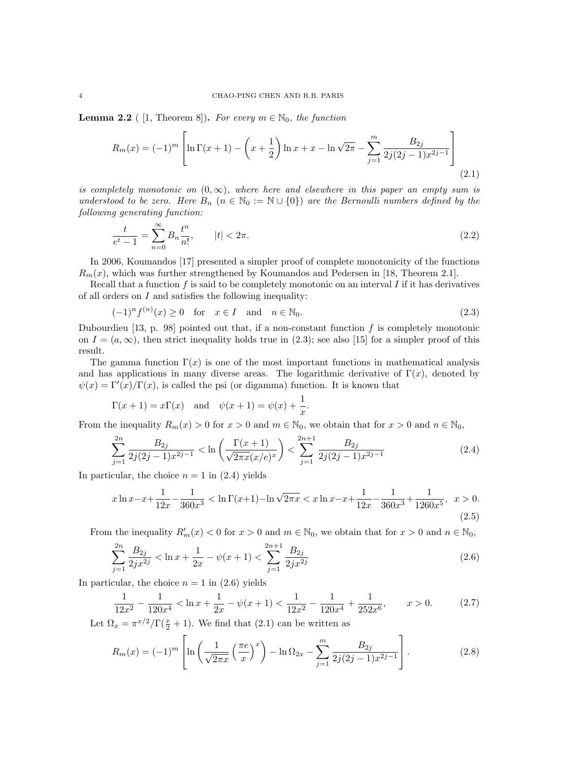**Lemma 2.2** ( [1, Theorem 8]). *For every $m \in \mathbb{N}_0$, the function*

$$R_m(x) = (-1)^m \left[ \ln \Gamma(x+1) - \left(x + \frac{1}{2}\right) \ln x + x - \ln \sqrt{2\pi} - \sum_{j=1}^{m} \frac{B_{2j}}{2j(2j-1)x^{2j-1}} \right] \tag{2.1}$$

*is completely monotonic on $(0, \infty)$, where here and elsewhere in this paper an empty sum is understood to be zero. Here $B_n$ ($n \in \mathbb{N}_0 := \mathbb{N} \cup \{0\}$) are the Bernoulli numbers defined by the following generating function:*

$$\frac{t}{e^t - 1} = \sum_{n=0}^{\infty} B_n \frac{t^n}{n!}, \qquad |t| < 2\pi. \tag{2.2}$$

In 2006, Koumandos [17] presented a simpler proof of complete monotonicity of the functions $R_m(x)$, which was further strengthened by Koumandos and Pedersen in [18, Theorem 2.1].

Recall that a function $f$ is said to be completely monotonic on an interval $I$ if it has derivatives of all orders on $I$ and satisfies the following inequality:

$$(-1)^n f^{(n)}(x) \geq 0 \quad \text{for} \quad x \in I \quad \text{and} \quad n \in \mathbb{N}_0. \tag{2.3}$$

Dubourdieu [13, p. 98] pointed out that, if a non-constant function $f$ is completely monotonic on $I = (a, \infty)$, then strict inequality holds true in (2.3); see also [15] for a simpler proof of this result.

The gamma function $\Gamma(x)$ is one of the most important functions in mathematical analysis and has applications in many diverse areas. The logarithmic derivative of $\Gamma(x)$, denoted by $\psi(x) = \Gamma'(x)/\Gamma(x)$, is called the psi (or digamma) function. It is known that

$$\Gamma(x+1) = x\Gamma(x) \quad \text{and} \quad \psi(x+1) = \psi(x) + \frac{1}{x}.$$

From the inequality $R_m(x) > 0$ for $x > 0$ and $m \in \mathbb{N}_0$, we obtain that for $x > 0$ and $n \in \mathbb{N}_0$,

$$\sum_{j=1}^{2n} \frac{B_{2j}}{2j(2j-1)x^{2j-1}} < \ln \left( \frac{\Gamma(x+1)}{\sqrt{2\pi x}(x/e)^x} \right) < \sum_{j=1}^{2n+1} \frac{B_{2j}}{2j(2j-1)x^{2j-1}} \tag{2.4}$$

In particular, the choice $n = 1$ in (2.4) yields

$$x \ln x - x + \frac{1}{12x} - \frac{1}{360x^3} < \ln \Gamma(x+1) - \ln \sqrt{2\pi x} < x \ln x - x + \frac{1}{12x} - \frac{1}{360x^3} + \frac{1}{1260x^5}, \ \ x > 0. \tag{2.5}$$

From the inequality $R'_m(x) < 0$ for $x > 0$ and $m \in \mathbb{N}_0$, we obtain that for $x > 0$ and $n \in \mathbb{N}_0$,

$$\sum_{j=1}^{2n} \frac{B_{2j}}{2jx^{2j}} < \ln x + \frac{1}{2x} - \psi(x+1) < \sum_{j=1}^{2n+1} \frac{B_{2j}}{2jx^{2j}} \tag{2.6}$$

In particular, the choice $n = 1$ in (2.6) yields

$$\frac{1}{12x^2} - \frac{1}{120x^4} < \ln x + \frac{1}{2x} - \psi(x+1) < \frac{1}{12x^2} - \frac{1}{120x^4} + \frac{1}{252x^6}, \qquad x > 0. \tag{2.7}$$

Let $\Omega_x = \pi^{x/2}/\Gamma(\frac{x}{2} + 1)$. We find that (2.1) can be written as

$$R_m(x) = (-1)^m \left[ \ln \left( \frac{1}{\sqrt{2\pi x}} \left( \frac{\pi e}{x} \right)^x \right) - \ln \Omega_{2x} - \sum_{j=1}^{m} \frac{B_{2j}}{2j(2j-1)x^{2j-1}} \right]. \tag{2.8}$$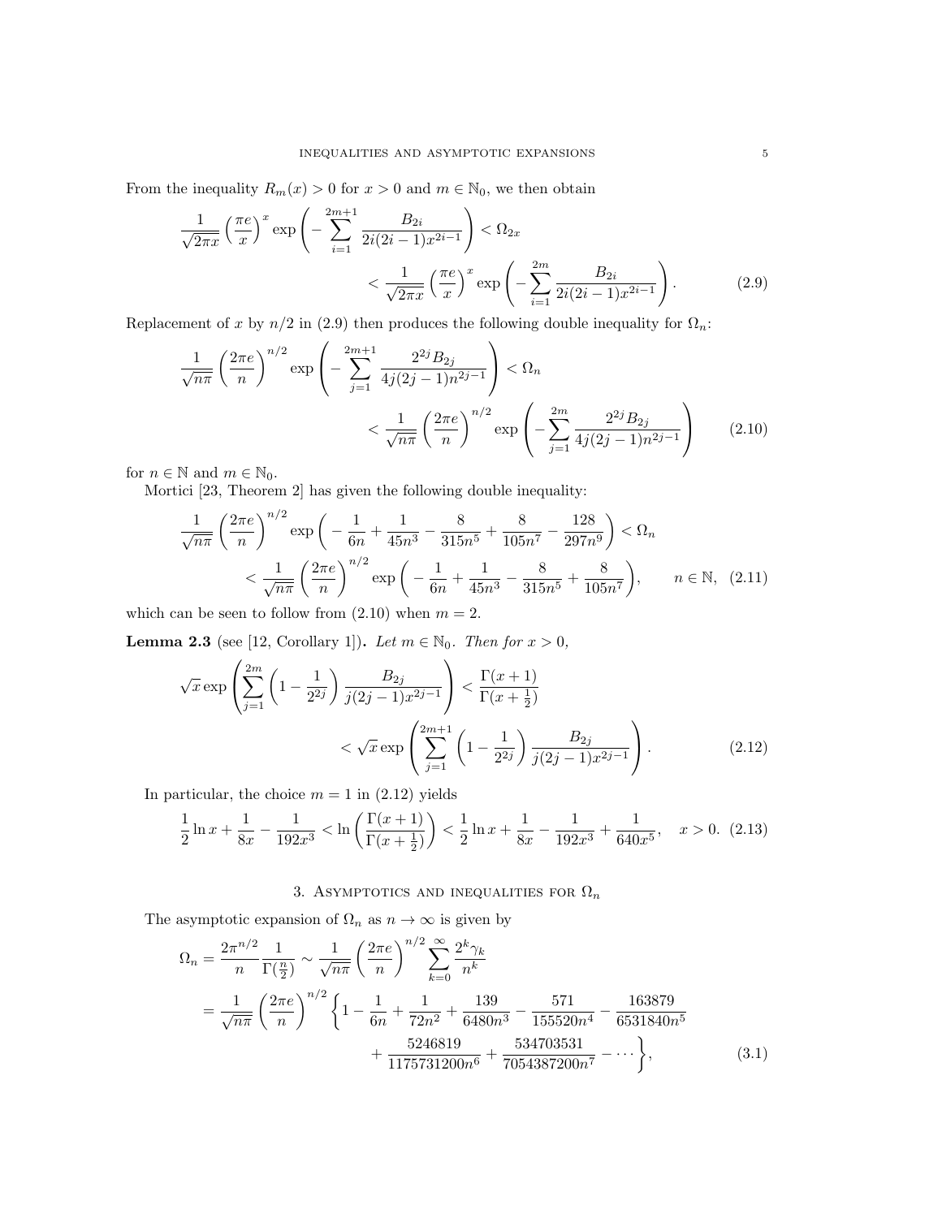From the inequality $R_m(x) > 0$ for $x > 0$ and $m \in \mathbb{N}_0$, we then obtain

$$\frac{1}{\sqrt{2\pi x}}\left(\frac{\pi e}{x}\right)^x \exp\left(-\sum_{i=1}^{2m+1}\frac{B_{2i}}{2i(2i-1)x^{2i-1}}\right) < \Omega_{2x} < \frac{1}{\sqrt{2\pi x}}\left(\frac{\pi e}{x}\right)^x \exp\left(-\sum_{i=1}^{2m}\frac{B_{2i}}{2i(2i-1)x^{2i-1}}\right). \tag{2.9}$$

Replacement of $x$ by $n/2$ in (2.9) then produces the following double inequality for $\Omega_n$:

$$\frac{1}{\sqrt{n\pi}}\left(\frac{2\pi e}{n}\right)^{n/2} \exp\left(-\sum_{j=1}^{2m+1}\frac{2^{2j}B_{2j}}{4j(2j-1)n^{2j-1}}\right) < \Omega_n < \frac{1}{\sqrt{n\pi}}\left(\frac{2\pi e}{n}\right)^{n/2} \exp\left(-\sum_{j=1}^{2m}\frac{2^{2j}B_{2j}}{4j(2j-1)n^{2j-1}}\right) \tag{2.10}$$

for $n \in \mathbb{N}$ and $m \in \mathbb{N}_0$.

Mortici [23, Theorem 2] has given the following double inequality:

$$\frac{1}{\sqrt{n\pi}}\left(\frac{2\pi e}{n}\right)^{n/2} \exp\left(-\frac{1}{6n}+\frac{1}{45n^3}-\frac{8}{315n^5}+\frac{8}{105n^7}-\frac{128}{297n^9}\right) < \Omega_n < \frac{1}{\sqrt{n\pi}}\left(\frac{2\pi e}{n}\right)^{n/2} \exp\left(-\frac{1}{6n}+\frac{1}{45n^3}-\frac{8}{315n^5}+\frac{8}{105n^7}\right), \qquad n \in \mathbb{N}, \tag{2.11}$$

which can be seen to follow from (2.10) when $m = 2$.

**Lemma 2.3** (see [12, Corollary 1])**.** *Let $m \in \mathbb{N}_0$. Then for $x > 0$,*

$$\sqrt{x}\exp\left(\sum_{j=1}^{2m}\left(1-\frac{1}{2^{2j}}\right)\frac{B_{2j}}{j(2j-1)x^{2j-1}}\right) < \frac{\Gamma(x+1)}{\Gamma(x+\frac{1}{2})} < \sqrt{x}\exp\left(\sum_{j=1}^{2m+1}\left(1-\frac{1}{2^{2j}}\right)\frac{B_{2j}}{j(2j-1)x^{2j-1}}\right). \tag{2.12}$$

In particular, the choice $m = 1$ in (2.12) yields

$$\frac{1}{2}\ln x + \frac{1}{8x} - \frac{1}{192x^3} < \ln\left(\frac{\Gamma(x+1)}{\Gamma(x+\frac{1}{2})}\right) < \frac{1}{2}\ln x + \frac{1}{8x} - \frac{1}{192x^3} + \frac{1}{640x^5}, \quad x > 0. \tag{2.13}$$

## 3. Asymptotics and inequalities for $\Omega_n$

The asymptotic expansion of $\Omega_n$ as $n \to \infty$ is given by

$$\begin{aligned}\Omega_n = \frac{2\pi^{n/2}}{n}\frac{1}{\Gamma(\frac{n}{2})} &\sim \frac{1}{\sqrt{n\pi}}\left(\frac{2\pi e}{n}\right)^{n/2}\sum_{k=0}^{\infty}\frac{2^k\gamma_k}{n^k} \\ &= \frac{1}{\sqrt{n\pi}}\left(\frac{2\pi e}{n}\right)^{n/2}\left\{1 - \frac{1}{6n} + \frac{1}{72n^2} + \frac{139}{6480n^3} - \frac{571}{155520n^4} - \frac{163879}{6531840n^5} \right. \\ &\qquad \left. + \frac{5246819}{1175731200n^6} + \frac{534703531}{7054387200n^7} - \cdots\right\},\end{aligned} \tag{3.1}$$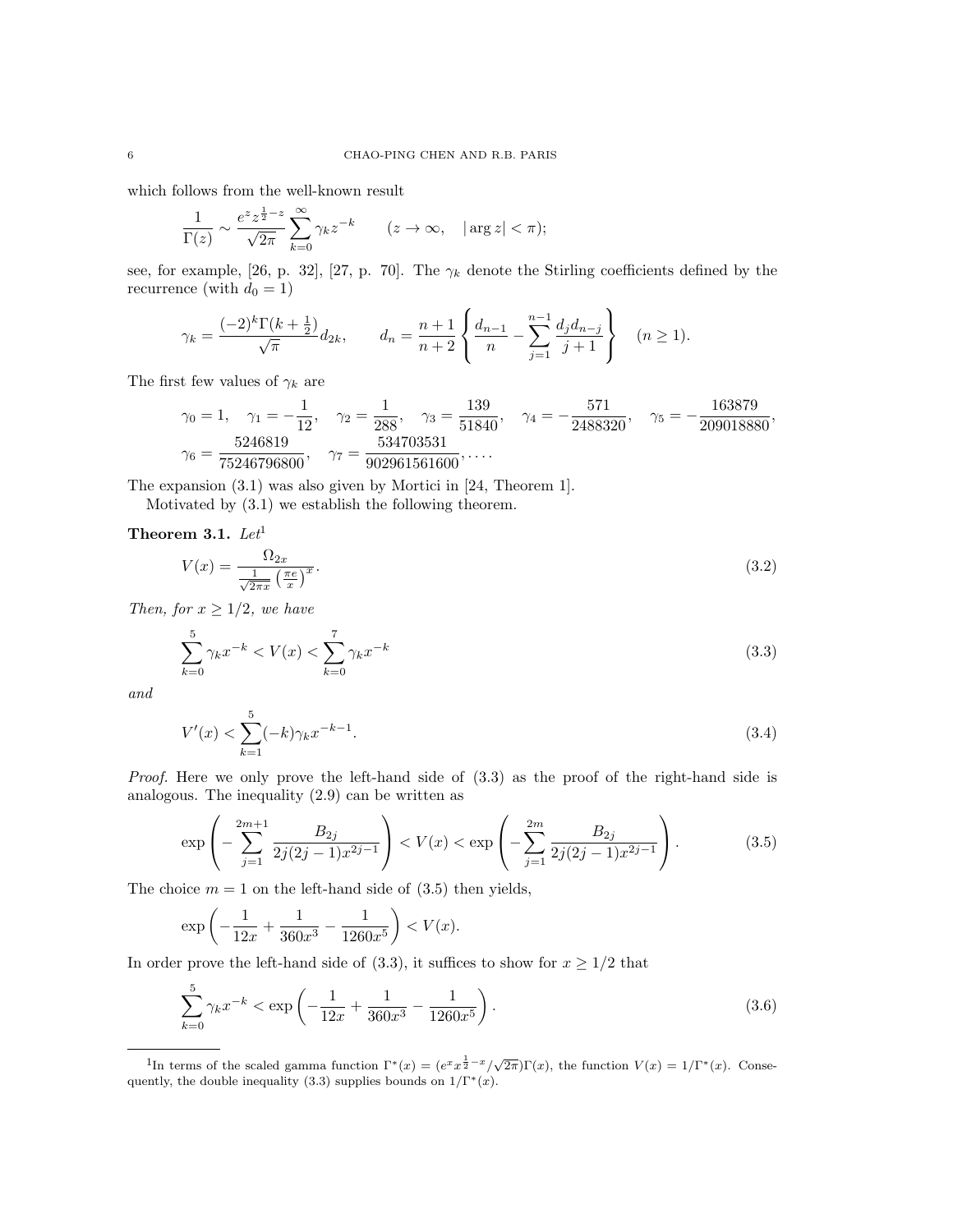which follows from the well-known result

$$\frac{1}{\Gamma(z)} \sim \frac{e^z z^{\frac{1}{2}-z}}{\sqrt{2\pi}} \sum_{k=0}^{\infty} \gamma_k z^{-k} \qquad (z \to \infty, \quad |\arg z| < \pi);$$

see, for example, [26, p. 32], [27, p. 70]. The $\gamma_k$ denote the Stirling coefficients defined by the recurrence (with $d_0 = 1$)

$$\gamma_k = \frac{(-2)^k \Gamma(k+\frac{1}{2})}{\sqrt{\pi}} d_{2k}, \qquad d_n = \frac{n+1}{n+2}\left\{\frac{d_{n-1}}{n} - \sum_{j=1}^{n-1} \frac{d_j d_{n-j}}{j+1}\right\} \quad (n \geq 1).$$

The first few values of $\gamma_k$ are

$$\gamma_0 = 1, \quad \gamma_1 = -\frac{1}{12}, \quad \gamma_2 = \frac{1}{288}, \quad \gamma_3 = \frac{139}{51840}, \quad \gamma_4 = -\frac{571}{2488320}, \quad \gamma_5 = -\frac{163879}{209018880},$$
$$\gamma_6 = \frac{5246819}{75246796800}, \quad \gamma_7 = \frac{534703531}{902961561600}, \ldots.$$

The expansion (3.1) was also given by Mortici in [24, Theorem 1].

Motivated by (3.1) we establish the following theorem.

**Theorem 3.1.** *Let*[1]

$$V(x) = \frac{\Omega_{2x}}{\frac{1}{\sqrt{2\pi x}}\left(\frac{\pi e}{x}\right)^x}. \tag{3.2}$$

*Then, for $x \geq 1/2$, we have*

$$\sum_{k=0}^{5} \gamma_k x^{-k} < V(x) < \sum_{k=0}^{7} \gamma_k x^{-k} \tag{3.3}$$

*and*

$$V'(x) < \sum_{k=1}^{5} (-k)\gamma_k x^{-k-1}. \tag{3.4}$$

*Proof.* Here we only prove the left-hand side of (3.3) as the proof of the right-hand side is analogous. The inequality (2.9) can be written as

$$\exp\left(-\sum_{j=1}^{2m+1} \frac{B_{2j}}{2j(2j-1)x^{2j-1}}\right) < V(x) < \exp\left(-\sum_{j=1}^{2m} \frac{B_{2j}}{2j(2j-1)x^{2j-1}}\right). \tag{3.5}$$

The choice $m = 1$ on the left-hand side of (3.5) then yields,

$$\exp\left(-\frac{1}{12x} + \frac{1}{360x^3} - \frac{1}{1260x^5}\right) < V(x).$$

In order prove the left-hand side of (3.3), it suffices to show for $x \geq 1/2$ that

$$\sum_{k=0}^{5} \gamma_k x^{-k} < \exp\left(-\frac{1}{12x} + \frac{1}{360x^3} - \frac{1}{1260x^5}\right). \tag{3.6}$$

---

[1] In terms of the scaled gamma function $\Gamma^*(x) = (e^x x^{\frac{1}{2}-x}/\sqrt{2\pi})\Gamma(x)$, the function $V(x) = 1/\Gamma^*(x)$. Consequently, the double inequality (3.3) supplies bounds on $1/\Gamma^*(x)$.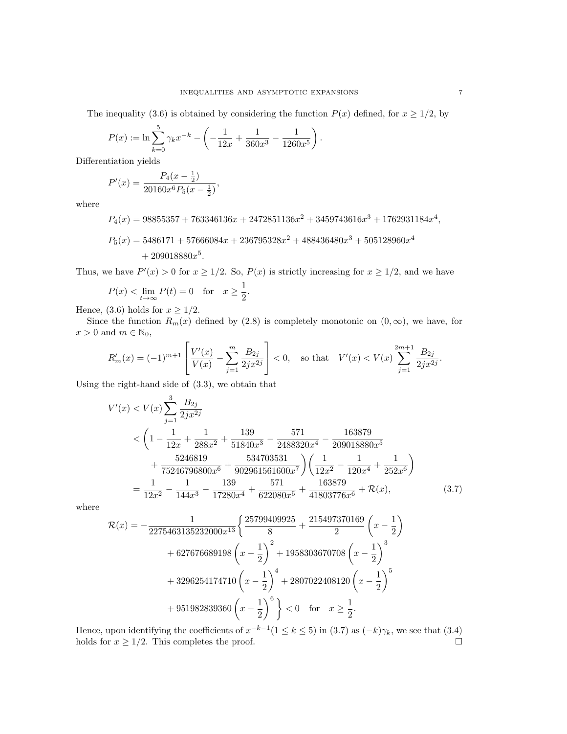The inequality (3.6) is obtained by considering the function $P(x)$ defined, for $x \geq 1/2$, by

$$P(x) := \ln \sum_{k=0}^{5} \gamma_k x^{-k} - \left( -\frac{1}{12x} + \frac{1}{360x^3} - \frac{1}{1260x^5} \right).$$

Differentiation yields

$$P'(x) = \frac{P_4(x - \frac{1}{2})}{20160x^6 P_5(x - \frac{1}{2})},$$

where

$$P_4(x) = 98855357 + 763346136x + 2472851136x^2 + 3459743616x^3 + 1762931184x^4,$$

$$P_5(x) = 5486171 + 57666084x + 236795328x^2 + 488436480x^3 + 505128960x^4 + 209018880x^5.$$

Thus, we have $P'(x) > 0$ for $x \geq 1/2$. So, $P(x)$ is strictly increasing for $x \geq 1/2$, and we have

$$P(x) < \lim_{t \to \infty} P(t) = 0 \quad \text{for} \quad x \geq \frac{1}{2}.$$

Hence, (3.6) holds for $x \geq 1/2$.

Since the function $R_m(x)$ defined by (2.8) is completely monotonic on $(0, \infty)$, we have, for $x > 0$ and $m \in \mathbb{N}_0$,

$$R'_m(x) = (-1)^{m+1} \left[ \frac{V'(x)}{V(x)} - \sum_{j=1}^{m} \frac{B_{2j}}{2jx^{2j}} \right] < 0, \quad \text{so that} \quad V'(x) < V(x) \sum_{j=1}^{2m+1} \frac{B_{2j}}{2jx^{2j}}.$$

Using the right-hand side of (3.3), we obtain that

$$\begin{aligned}
V'(x) &< V(x) \sum_{j=1}^{3} \frac{B_{2j}}{2jx^{2j}} \\
&< \left( 1 - \frac{1}{12x} + \frac{1}{288x^2} + \frac{139}{51840x^3} - \frac{571}{2488320x^4} - \frac{163879}{209018880x^5} \right. \\
&\quad \left. + \frac{5246819}{75246796800x^6} + \frac{534703531}{902961561600x^7} \right) \left( \frac{1}{12x^2} - \frac{1}{120x^4} + \frac{1}{252x^6} \right) \\
&= \frac{1}{12x^2} - \frac{1}{144x^3} - \frac{139}{17280x^4} + \frac{571}{622080x^5} + \frac{163879}{41803776x^6} + \mathcal{R}(x),
\end{aligned} \tag{3.7}$$

where

$$\begin{aligned}
\mathcal{R}(x) = -\frac{1}{2275463135232000x^{13}} \Bigg\{ &\frac{25799409925}{8} + \frac{215497370169}{2} \left( x - \frac{1}{2} \right) \\
&+ 627676689198 \left( x - \frac{1}{2} \right)^2 + 1958303670708 \left( x - \frac{1}{2} \right)^3 \\
&+ 3296254174710 \left( x - \frac{1}{2} \right)^4 + 2807022408120 \left( x - \frac{1}{2} \right)^5 \\
&+ 951982839360 \left( x - \frac{1}{2} \right)^6 \Bigg\} < 0 \quad \text{for} \quad x \geq \frac{1}{2}.
\end{aligned}$$

Hence, upon identifying the coefficients of $x^{-k-1} (1 \leq k \leq 5)$ in (3.7) as $(-k)\gamma_k$, we see that (3.4) holds for $x \geq 1/2$. This completes the proof. $\square$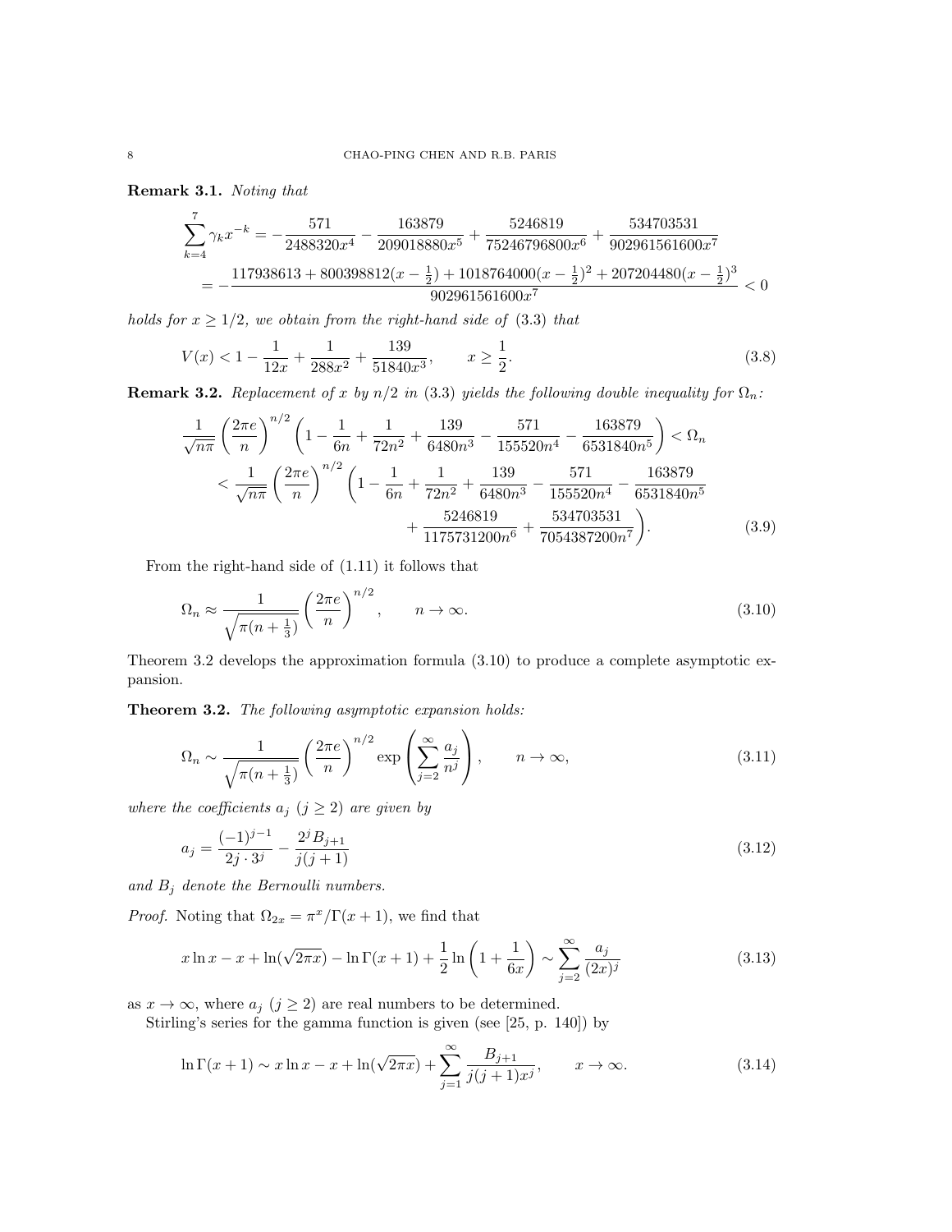**Remark 3.1.** *Noting that*

$$\sum_{k=4}^{7}\gamma_k x^{-k} = -\frac{571}{2488320x^4} - \frac{163879}{209018880x^5} + \frac{5246819}{75246796800x^6} + \frac{534703531}{902961561600x^7}$$
$$= -\frac{117938613 + 800398812(x-\frac{1}{2}) + 1018764000(x-\frac{1}{2})^2 + 207204480(x-\frac{1}{2})^3}{902961561600x^7} < 0$$

*holds for $x \geq 1/2$, we obtain from the right-hand side of* (3.3) *that*

$$V(x) < 1 - \frac{1}{12x} + \frac{1}{288x^2} + \frac{139}{51840x^3}, \qquad x \geq \frac{1}{2}. \tag{3.8}$$

**Remark 3.2.** *Replacement of $x$ by $n/2$ in* (3.3) *yields the following double inequality for $\Omega_n$:*

$$\frac{1}{\sqrt{n\pi}}\left(\frac{2\pi e}{n}\right)^{n/2}\left(1 - \frac{1}{6n} + \frac{1}{72n^2} + \frac{139}{6480n^3} - \frac{571}{155520n^4} - \frac{163879}{6531840n^5}\right) < \Omega_n$$
$$< \frac{1}{\sqrt{n\pi}}\left(\frac{2\pi e}{n}\right)^{n/2}\left(1 - \frac{1}{6n} + \frac{1}{72n^2} + \frac{139}{6480n^3} - \frac{571}{155520n^4} - \frac{163879}{6531840n^5} + \frac{5246819}{1175731200n^6} + \frac{534703531}{7054387200n^7}\right). \tag{3.9}$$

From the right-hand side of (1.11) it follows that

$$\Omega_n \approx \frac{1}{\sqrt{\pi(n+\frac{1}{3})}}\left(\frac{2\pi e}{n}\right)^{n/2}, \qquad n \to \infty. \tag{3.10}$$

Theorem 3.2 develops the approximation formula (3.10) to produce a complete asymptotic expansion.

**Theorem 3.2.** *The following asymptotic expansion holds:*

$$\Omega_n \sim \frac{1}{\sqrt{\pi(n+\frac{1}{3})}}\left(\frac{2\pi e}{n}\right)^{n/2}\exp\left(\sum_{j=2}^{\infty}\frac{a_j}{n^j}\right), \qquad n \to \infty, \tag{3.11}$$

*where the coefficients $a_j$ ($j \geq 2$) are given by*

$$a_j = \frac{(-1)^{j-1}}{2j \cdot 3^j} - \frac{2^j B_{j+1}}{j(j+1)} \tag{3.12}$$

*and $B_j$ denote the Bernoulli numbers.*

*Proof.* Noting that $\Omega_{2x} = \pi^x/\Gamma(x+1)$, we find that

$$x\ln x - x + \ln(\sqrt{2\pi x}) - \ln\Gamma(x+1) + \frac{1}{2}\ln\left(1 + \frac{1}{6x}\right) \sim \sum_{j=2}^{\infty}\frac{a_j}{(2x)^j} \tag{3.13}$$

as $x \to \infty$, where $a_j$ ($j \geq 2$) are real numbers to be determined.

Stirling's series for the gamma function is given (see [25, p. 140]) by

$$\ln\Gamma(x+1) \sim x\ln x - x + \ln(\sqrt{2\pi x}) + \sum_{j=1}^{\infty}\frac{B_{j+1}}{j(j+1)x^j}, \qquad x \to \infty. \tag{3.14}$$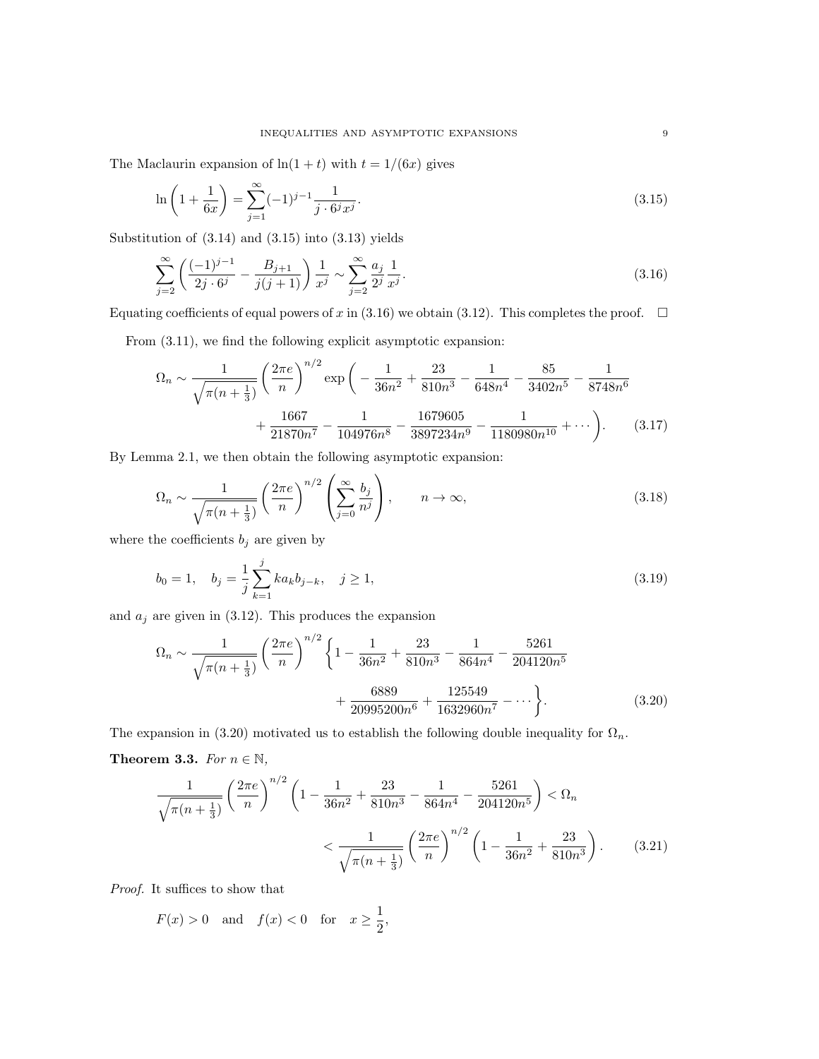The Maclaurin expansion of $\ln(1+t)$ with $t = 1/(6x)$ gives

$$\ln\left(1+\frac{1}{6x}\right) = \sum_{j=1}^{\infty}(-1)^{j-1}\frac{1}{j\cdot 6^j x^j}. \tag{3.15}$$

Substitution of (3.14) and (3.15) into (3.13) yields

$$\sum_{j=2}^{\infty}\left(\frac{(-1)^{j-1}}{2j\cdot 6^j} - \frac{B_{j+1}}{j(j+1)}\right)\frac{1}{x^j} \sim \sum_{j=2}^{\infty}\frac{a_j}{2^j}\frac{1}{x^j}. \tag{3.16}$$

Equating coefficients of equal powers of $x$ in (3.16) we obtain (3.12). This completes the proof. $\square$

From (3.11), we find the following explicit asymptotic expansion:

$$\Omega_n \sim \frac{1}{\sqrt{\pi(n+\frac{1}{3})}}\left(\frac{2\pi e}{n}\right)^{n/2}\exp\bigg(-\frac{1}{36n^2}+\frac{23}{810n^3}-\frac{1}{648n^4}-\frac{85}{3402n^5}-\frac{1}{8748n^6} + \frac{1667}{21870n^7}-\frac{1}{104976n^8}-\frac{1679605}{3897234n^9}-\frac{1}{1180980n^{10}}+\cdots\bigg). \tag{3.17}$$

By Lemma 2.1, we then obtain the following asymptotic expansion:

$$\Omega_n \sim \frac{1}{\sqrt{\pi(n+\frac{1}{3})}}\left(\frac{2\pi e}{n}\right)^{n/2}\left(\sum_{j=0}^{\infty}\frac{b_j}{n^j}\right), \qquad n\to\infty, \tag{3.18}$$

where the coefficients $b_j$ are given by

$$b_0 = 1, \quad b_j = \frac{1}{j}\sum_{k=1}^{j}k a_k b_{j-k}, \quad j\geq 1, \tag{3.19}$$

and $a_j$ are given in (3.12). This produces the expansion

$$\Omega_n \sim \frac{1}{\sqrt{\pi(n+\frac{1}{3})}}\left(\frac{2\pi e}{n}\right)^{n/2}\bigg\{1-\frac{1}{36n^2}+\frac{23}{810n^3}-\frac{1}{864n^4}-\frac{5261}{204120n^5} + \frac{6889}{20995200n^6}+\frac{125549}{1632960n^7}-\cdots\bigg\}. \tag{3.20}$$

The expansion in (3.20) motivated us to establish the following double inequality for $\Omega_n$.

**Theorem 3.3.** *For $n\in\mathbb{N}$,*

$$\frac{1}{\sqrt{\pi(n+\frac{1}{3})}}\left(\frac{2\pi e}{n}\right)^{n/2}\left(1-\frac{1}{36n^2}+\frac{23}{810n^3}-\frac{1}{864n^4}-\frac{5261}{204120n^5}\right) < \Omega_n < \frac{1}{\sqrt{\pi(n+\frac{1}{3})}}\left(\frac{2\pi e}{n}\right)^{n/2}\left(1-\frac{1}{36n^2}+\frac{23}{810n^3}\right). \tag{3.21}$$

*Proof.* It suffices to show that

$$F(x) > 0 \quad \text{and} \quad f(x) < 0 \quad \text{for} \quad x \geq \frac{1}{2},$$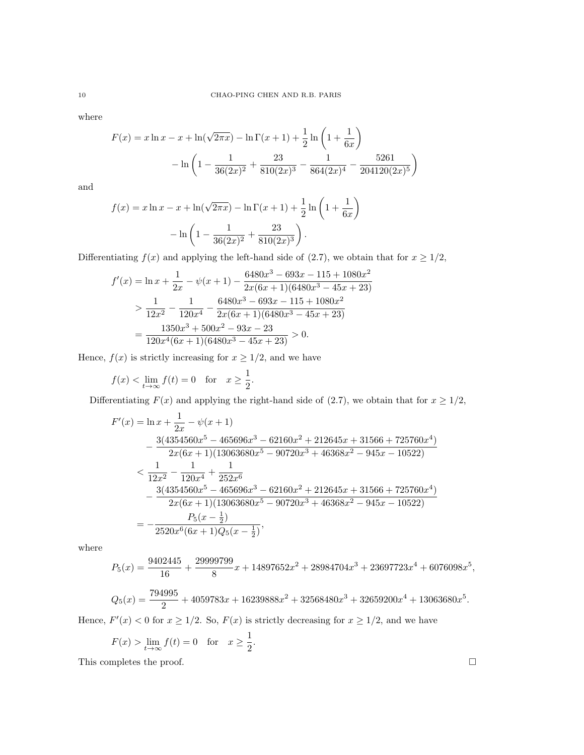where

$$F(x) = x\ln x - x + \ln(\sqrt{2\pi x}) - \ln\Gamma(x+1) + \frac{1}{2}\ln\left(1 + \frac{1}{6x}\right)$$
$$- \ln\left(1 - \frac{1}{36(2x)^2} + \frac{23}{810(2x)^3} - \frac{1}{864(2x)^4} - \frac{5261}{204120(2x)^5}\right)$$

and

$$f(x) = x\ln x - x + \ln(\sqrt{2\pi x}) - \ln\Gamma(x+1) + \frac{1}{2}\ln\left(1 + \frac{1}{6x}\right)$$
$$- \ln\left(1 - \frac{1}{36(2x)^2} + \frac{23}{810(2x)^3}\right).$$

Differentiating $f(x)$ and applying the left-hand side of (2.7), we obtain that for $x \geq 1/2$,

$$\begin{aligned}
f'(x) &= \ln x + \frac{1}{2x} - \psi(x+1) - \frac{6480x^3 - 693x - 115 + 1080x^2}{2x(6x+1)(6480x^3 - 45x + 23)} \\
&> \frac{1}{12x^2} - \frac{1}{120x^4} - \frac{6480x^3 - 693x - 115 + 1080x^2}{2x(6x+1)(6480x^3 - 45x + 23)} \\
&= \frac{1350x^3 + 500x^2 - 93x - 23}{120x^4(6x+1)(6480x^3 - 45x + 23)} > 0.
\end{aligned}$$

Hence, $f(x)$ is strictly increasing for $x \geq 1/2$, and we have

$$f(x) < \lim_{t\to\infty} f(t) = 0 \quad \text{for} \quad x \geq \frac{1}{2}.$$

Differentiating $F(x)$ and applying the right-hand side of (2.7), we obtain that for $x \geq 1/2$,

$$\begin{aligned}
F'(x) &= \ln x + \frac{1}{2x} - \psi(x+1) \\
&\quad - \frac{3(4354560x^5 - 465696x^3 - 62160x^2 + 212645x + 31566 + 725760x^4)}{2x(6x+1)(13063680x^5 - 90720x^3 + 46368x^2 - 945x - 10522)} \\
&< \frac{1}{12x^2} - \frac{1}{120x^4} + \frac{1}{252x^6} \\
&\quad - \frac{3(4354560x^5 - 465696x^3 - 62160x^2 + 212645x + 31566 + 725760x^4)}{2x(6x+1)(13063680x^5 - 90720x^3 + 46368x^2 - 945x - 10522)} \\
&= -\frac{P_5(x - \frac{1}{2})}{2520x^6(6x+1)Q_5(x - \frac{1}{2})},
\end{aligned}$$

where

$$P_5(x) = \frac{9402445}{16} + \frac{29999799}{8}x + 14897652x^2 + 28984704x^3 + 23697723x^4 + 6076098x^5,$$

$$Q_5(x) = \frac{794995}{2} + 4059783x + 16239888x^2 + 32568480x^3 + 32659200x^4 + 13063680x^5.$$

Hence, $F'(x) < 0$ for $x \geq 1/2$. So, $F(x)$ is strictly decreasing for $x \geq 1/2$, and we have

$$F(x) > \lim_{t\to\infty} f(t) = 0 \quad \text{for} \quad x \geq \frac{1}{2}.$$

This completes the proof. $\square$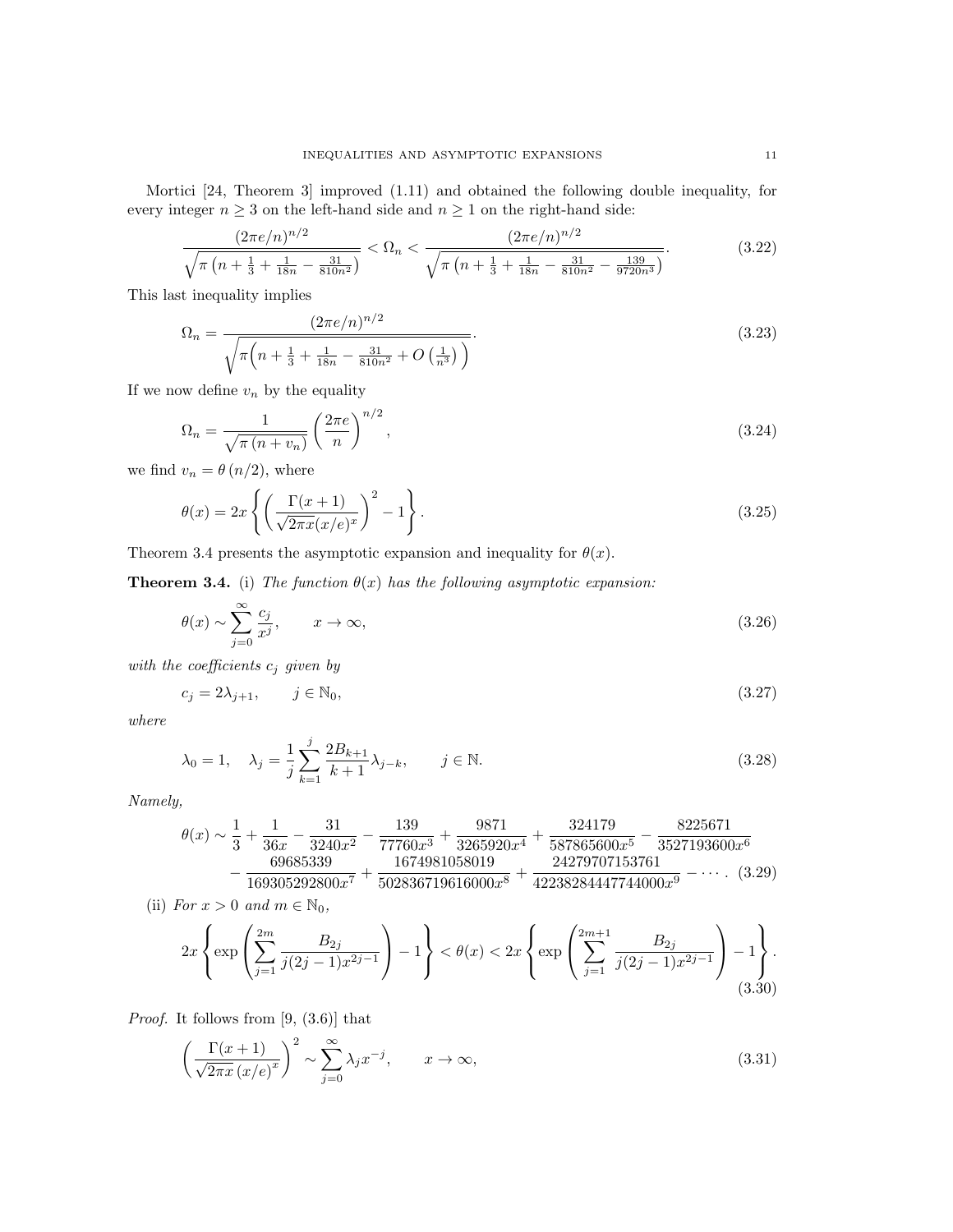Mortici [24, Theorem 3] improved (1.11) and obtained the following double inequality, for every integer $n \geq 3$ on the left-hand side and $n \geq 1$ on the right-hand side:

$$\frac{(2\pi e/n)^{n/2}}{\sqrt{\pi\left(n+\frac{1}{3}+\frac{1}{18n}-\frac{31}{810n^2}\right)}} < \Omega_n < \frac{(2\pi e/n)^{n/2}}{\sqrt{\pi\left(n+\frac{1}{3}+\frac{1}{18n}-\frac{31}{810n^2}-\frac{139}{9720n^3}\right)}}. \tag{3.22}$$

This last inequality implies

$$\Omega_n = \frac{(2\pi e/n)^{n/2}}{\sqrt{\pi\Big(n+\frac{1}{3}+\frac{1}{18n}-\frac{31}{810n^2}+O\left(\frac{1}{n^3}\right)\Big)}}. \tag{3.23}$$

If we now define $v_n$ by the equality

$$\Omega_n = \frac{1}{\sqrt{\pi\left(n+v_n\right)}}\left(\frac{2\pi e}{n}\right)^{n/2}, \tag{3.24}$$

we find $v_n = \theta\left(n/2\right)$, where

$$\theta(x) = 2x\left\{\left(\frac{\Gamma(x+1)}{\sqrt{2\pi x}(x/e)^x}\right)^2 - 1\right\}. \tag{3.25}$$

Theorem 3.4 presents the asymptotic expansion and inequality for $\theta(x)$.

**Theorem 3.4.** (i) *The function $\theta(x)$ has the following asymptotic expansion:*

$$\theta(x) \sim \sum_{j=0}^{\infty}\frac{c_j}{x^j}, \qquad x\to\infty, \tag{3.26}$$

*with the coefficients $c_j$ given by*

$$c_j = 2\lambda_{j+1}, \qquad j\in\mathbb{N}_0, \tag{3.27}$$

*where*

$$\lambda_0 = 1, \quad \lambda_j = \frac{1}{j}\sum_{k=1}^{j}\frac{2B_{k+1}}{k+1}\lambda_{j-k}, \qquad j\in\mathbb{N}. \tag{3.28}$$

*Namely,*

$$\begin{aligned}\theta(x) \sim{}& \frac{1}{3}+\frac{1}{36x}-\frac{31}{3240x^2}-\frac{139}{77760x^3}+\frac{9871}{3265920x^4}+\frac{324179}{587865600x^5}-\frac{8225671}{3527193600x^6}\\ &-\frac{69685339}{169305292800x^7}+\frac{1674981058019}{502836719616000x^8}+\frac{24279707153761}{42238284447744000x^9}-\cdots.\end{aligned} \tag{3.29}$$

(ii) *For $x>0$ and $m\in\mathbb{N}_0$,*

$$2x\left\{\exp\left(\sum_{j=1}^{2m}\frac{B_{2j}}{j(2j-1)x^{2j-1}}\right)-1\right\} < \theta(x) < 2x\left\{\exp\left(\sum_{j=1}^{2m+1}\frac{B_{2j}}{j(2j-1)x^{2j-1}}\right)-1\right\}. \tag{3.30}$$

*Proof.* It follows from [9, (3.6)] that

$$\left(\frac{\Gamma(x+1)}{\sqrt{2\pi x}\left(x/e\right)^x}\right)^2 \sim \sum_{j=0}^{\infty}\lambda_j x^{-j}, \qquad x\to\infty, \tag{3.31}$$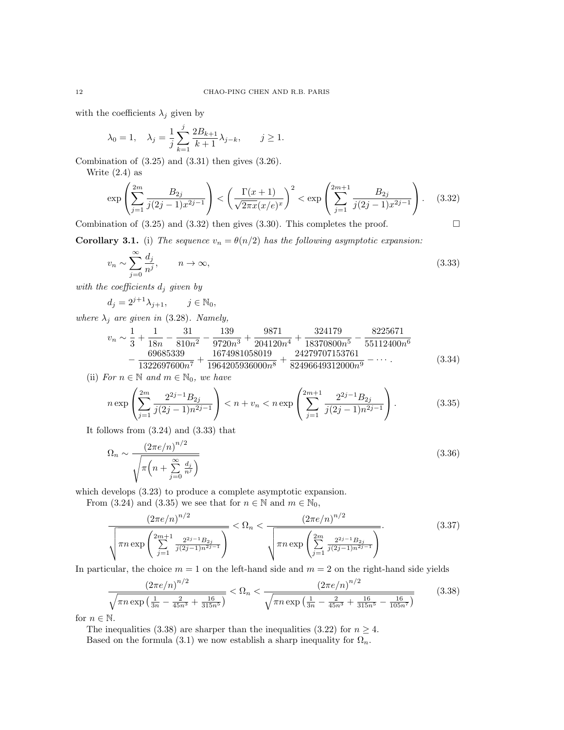with the coefficients $\lambda_j$ given by

$$\lambda_0 = 1, \quad \lambda_j = \frac{1}{j}\sum_{k=1}^{j} \frac{2B_{k+1}}{k+1}\lambda_{j-k}, \qquad j \geq 1.$$

Combination of (3.25) and (3.31) then gives (3.26).

Write (2.4) as

$$\exp\left(\sum_{j=1}^{2m} \frac{B_{2j}}{j(2j-1)x^{2j-1}}\right) < \left(\frac{\Gamma(x+1)}{\sqrt{2\pi x}(x/e)^x}\right)^2 < \exp\left(\sum_{j=1}^{2m+1} \frac{B_{2j}}{j(2j-1)x^{2j-1}}\right). \tag{3.32}$$

Combination of (3.25) and (3.32) then gives (3.30). This completes the proof. □

**Corollary 3.1.** (i) *The sequence $v_n = \theta(n/2)$ has the following asymptotic expansion:*

$$v_n \sim \sum_{j=0}^{\infty} \frac{d_j}{n^j}, \qquad n \to \infty, \tag{3.33}$$

*with the coefficients $d_j$ given by*

$$d_j = 2^{j+1}\lambda_{j+1}, \qquad j \in \mathbb{N}_0,$$

*where $\lambda_j$ are given in (3.28). Namely,*

$$\begin{aligned} v_n \sim \frac{1}{3} &+ \frac{1}{18n} - \frac{31}{810n^2} - \frac{139}{9720n^3} + \frac{9871}{204120n^4} + \frac{324179}{18370800n^5} - \frac{8225671}{55112400n^6} \\ &- \frac{69685339}{1322697600n^7} + \frac{1674981058019}{1964205936000n^8} + \frac{24279707153761}{82496649312000n^9} - \cdots. \end{aligned} \tag{3.34}$$

(ii) *For $n \in \mathbb{N}$ and $m \in \mathbb{N}_0$, we have*

$$n\exp\left(\sum_{j=1}^{2m} \frac{2^{2j-1}B_{2j}}{j(2j-1)n^{2j-1}}\right) < n + v_n < n\exp\left(\sum_{j=1}^{2m+1} \frac{2^{2j-1}B_{2j}}{j(2j-1)n^{2j-1}}\right). \tag{3.35}$$

It follows from (3.24) and (3.33) that

$$\Omega_n \sim \frac{(2\pi e/n)^{n/2}}{\sqrt{\pi\left(n + \sum_{j=0}^{\infty} \frac{d_j}{n^j}\right)}} \tag{3.36}$$

which develops (3.23) to produce a complete asymptotic expansion.

From (3.24) and (3.35) we see that for $n \in \mathbb{N}$ and $m \in \mathbb{N}_0$,

$$\frac{(2\pi e/n)^{n/2}}{\sqrt{\pi n \exp\left(\sum_{j=1}^{2m+1} \frac{2^{2j-1}B_{2j}}{j(2j-1)n^{2j-1}}\right)}} < \Omega_n < \frac{(2\pi e/n)^{n/2}}{\sqrt{\pi n \exp\left(\sum_{j=1}^{2m} \frac{2^{2j-1}B_{2j}}{j(2j-1)n^{2j-1}}\right)}}. \tag{3.37}$$

In particular, the choice $m = 1$ on the left-hand side and $m = 2$ on the right-hand side yields

$$\frac{(2\pi e/n)^{n/2}}{\sqrt{\pi n \exp\left(\frac{1}{3n} - \frac{2}{45n^3} + \frac{16}{315n^5}\right)}} < \Omega_n < \frac{(2\pi e/n)^{n/2}}{\sqrt{\pi n \exp\left(\frac{1}{3n} - \frac{2}{45n^3} + \frac{16}{315n^5} - \frac{16}{105n^7}\right)}} \tag{3.38}$$

for $n \in \mathbb{N}$.

The inequalities (3.38) are sharper than the inequalities (3.22) for $n \geq 4$.

Based on the formula (3.1) we now establish a sharp inequality for $\Omega_n$.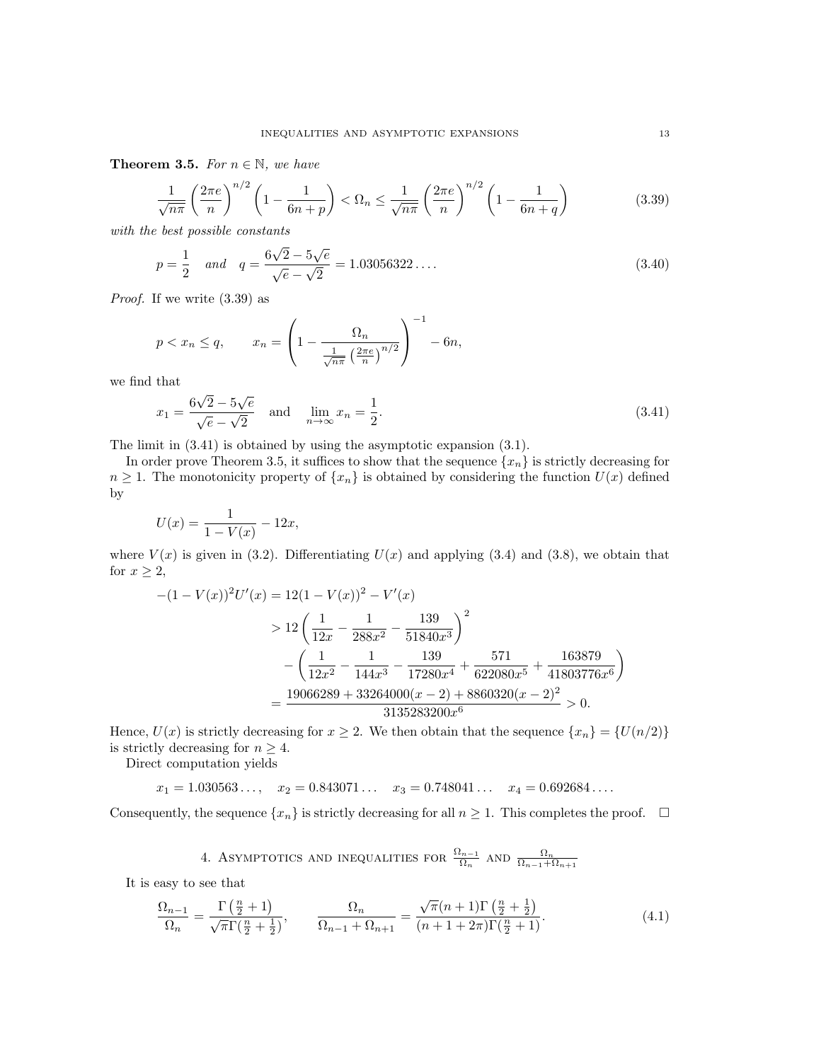**Theorem 3.5.** *For $n \in \mathbb{N}$, we have*

$$\frac{1}{\sqrt{n\pi}}\left(\frac{2\pi e}{n}\right)^{n/2}\left(1-\frac{1}{6n+p}\right) < \Omega_n \leq \frac{1}{\sqrt{n\pi}}\left(\frac{2\pi e}{n}\right)^{n/2}\left(1-\frac{1}{6n+q}\right) \tag{3.39}$$

*with the best possible constants*

$$p = \frac{1}{2} \quad \textit{and} \quad q = \frac{6\sqrt{2}-5\sqrt{e}}{\sqrt{e}-\sqrt{2}} = 1.03056322\ldots. \tag{3.40}$$

*Proof.* If we write (3.39) as

$$p < x_n \leq q, \qquad x_n = \left(1 - \frac{\Omega_n}{\frac{1}{\sqrt{n\pi}}\left(\frac{2\pi e}{n}\right)^{n/2}}\right)^{-1} - 6n,$$

we find that

$$x_1 = \frac{6\sqrt{2}-5\sqrt{e}}{\sqrt{e}-\sqrt{2}} \quad \text{and} \quad \lim_{n\to\infty} x_n = \frac{1}{2}. \tag{3.41}$$

The limit in (3.41) is obtained by using the asymptotic expansion (3.1).

In order prove Theorem 3.5, it suffices to show that the sequence $\{x_n\}$ is strictly decreasing for $n \geq 1$. The monotonicity property of $\{x_n\}$ is obtained by considering the function $U(x)$ defined by

$$U(x) = \frac{1}{1-V(x)} - 12x,$$

where $V(x)$ is given in (3.2). Differentiating $U(x)$ and applying (3.4) and (3.8), we obtain that for $x \geq 2$,

$$\begin{aligned}
-(1-V(x))^2U'(x) &= 12(1-V(x))^2 - V'(x) \\
&> 12\left(\frac{1}{12x} - \frac{1}{288x^2} - \frac{139}{51840x^3}\right)^2 \\
&\quad - \left(\frac{1}{12x^2} - \frac{1}{144x^3} - \frac{139}{17280x^4} + \frac{571}{622080x^5} + \frac{163879}{41803776x^6}\right) \\
&= \frac{19066289 + 33264000(x-2) + 8860320(x-2)^2}{3135283200x^6} > 0.
\end{aligned}$$

Hence, $U(x)$ is strictly decreasing for $x \geq 2$. We then obtain that the sequence $\{x_n\} = \{U(n/2)\}$ is strictly decreasing for $n \geq 4$.

Direct computation yields

$$x_1 = 1.030563\ldots, \quad x_2 = 0.843071\ldots \quad x_3 = 0.748041\ldots \quad x_4 = 0.692684\ldots.$$

Consequently, the sequence $\{x_n\}$ is strictly decreasing for all $n \geq 1$. This completes the proof. $\square$

## 4. Asymptotics and inequalities for $\frac{\Omega_{n-1}}{\Omega_n}$ and $\frac{\Omega_n}{\Omega_{n-1}+\Omega_{n+1}}$

It is easy to see that

$$\frac{\Omega_{n-1}}{\Omega_n} = \frac{\Gamma\left(\frac{n}{2}+1\right)}{\sqrt{\pi}\Gamma(\frac{n}{2}+\frac{1}{2})}, \qquad \frac{\Omega_n}{\Omega_{n-1}+\Omega_{n+1}} = \frac{\sqrt{\pi}(n+1)\Gamma\left(\frac{n}{2}+\frac{1}{2}\right)}{(n+1+2\pi)\Gamma(\frac{n}{2}+1)}. \tag{4.1}$$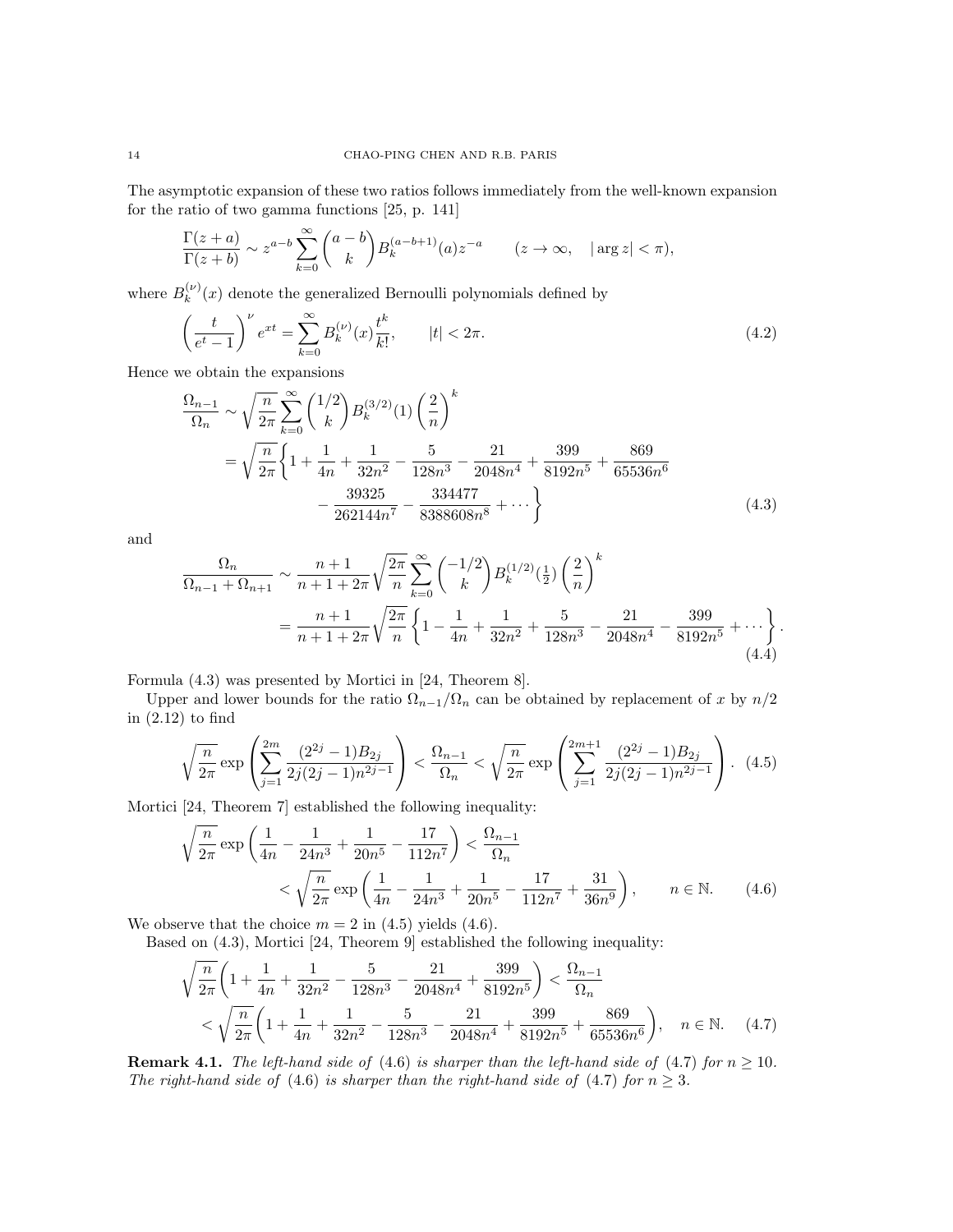The asymptotic expansion of these two ratios follows immediately from the well-known expansion for the ratio of two gamma functions [25, p. 141]

$$\frac{\Gamma(z+a)}{\Gamma(z+b)} \sim z^{a-b}\sum_{k=0}^{\infty}\binom{a-b}{k}B_k^{(a-b+1)}(a)z^{-a} \qquad (z\to\infty, \quad |\arg z|<\pi),$$

where $B_k^{(\nu)}(x)$ denote the generalized Bernoulli polynomials defined by

$$\left(\frac{t}{e^t-1}\right)^{\nu} e^{xt} = \sum_{k=0}^{\infty} B_k^{(\nu)}(x)\frac{t^k}{k!}, \qquad |t|<2\pi. \tag{4.2}$$

Hence we obtain the expansions

$$\begin{aligned}\frac{\Omega_{n-1}}{\Omega_n} &\sim \sqrt{\frac{n}{2\pi}}\sum_{k=0}^{\infty}\binom{1/2}{k}B_k^{(3/2)}(1)\left(\frac{2}{n}\right)^k \\ &= \sqrt{\frac{n}{2\pi}}\bigg\{1+\frac{1}{4n}+\frac{1}{32n^2}-\frac{5}{128n^3}-\frac{21}{2048n^4}+\frac{399}{8192n^5}+\frac{869}{65536n^6} \\ &\qquad -\frac{39325}{262144n^7}-\frac{334477}{8388608n^8}+\cdots\bigg\}\end{aligned} \tag{4.3}$$

and

$$\begin{aligned}\frac{\Omega_n}{\Omega_{n-1}+\Omega_{n+1}} &\sim \frac{n+1}{n+1+2\pi}\sqrt{\frac{2\pi}{n}}\sum_{k=0}^{\infty}\binom{-1/2}{k}B_k^{(1/2)}(\tfrac{1}{2})\left(\frac{2}{n}\right)^k \\ &= \frac{n+1}{n+1+2\pi}\sqrt{\frac{2\pi}{n}}\left\{1-\frac{1}{4n}+\frac{1}{32n^2}+\frac{5}{128n^3}-\frac{21}{2048n^4}-\frac{399}{8192n^5}+\cdots\right\}.\end{aligned} \tag{4.4}$$

Formula (4.3) was presented by Mortici in [24, Theorem 8].

Upper and lower bounds for the ratio $\Omega_{n-1}/\Omega_n$ can be obtained by replacement of $x$ by $n/2$ in (2.12) to find

$$\sqrt{\frac{n}{2\pi}}\exp\left(\sum_{j=1}^{2m}\frac{(2^{2j}-1)B_{2j}}{2j(2j-1)n^{2j-1}}\right) < \frac{\Omega_{n-1}}{\Omega_n} < \sqrt{\frac{n}{2\pi}}\exp\left(\sum_{j=1}^{2m+1}\frac{(2^{2j}-1)B_{2j}}{2j(2j-1)n^{2j-1}}\right). \tag{4.5}$$

Mortici [24, Theorem 7] established the following inequality:

$$\begin{aligned}\sqrt{\frac{n}{2\pi}}\exp\left(\frac{1}{4n}-\frac{1}{24n^3}+\frac{1}{20n^5}-\frac{17}{112n^7}\right) &< \frac{\Omega_{n-1}}{\Omega_n} \\ &< \sqrt{\frac{n}{2\pi}}\exp\left(\frac{1}{4n}-\frac{1}{24n^3}+\frac{1}{20n^5}-\frac{17}{112n^7}+\frac{31}{36n^9}\right), \qquad n\in\mathbb{N}.\end{aligned} \tag{4.6}$$

We observe that the choice $m=2$ in (4.5) yields (4.6).

Based on (4.3), Mortici [24, Theorem 9] established the following inequality:

$$\begin{aligned}\sqrt{\frac{n}{2\pi}}\left(1+\frac{1}{4n}+\frac{1}{32n^2}-\frac{5}{128n^3}-\frac{21}{2048n^4}+\frac{399}{8192n^5}\right) &< \frac{\Omega_{n-1}}{\Omega_n} \\ < \sqrt{\frac{n}{2\pi}}\left(1+\frac{1}{4n}+\frac{1}{32n^2}-\frac{5}{128n^3}-\frac{21}{2048n^4}+\frac{399}{8192n^5}+\frac{869}{65536n^6}\right)&, \quad n\in\mathbb{N}.\end{aligned} \tag{4.7}$$

**Remark 4.1.** *The left-hand side of* (4.6) *is sharper than the left-hand side of* (4.7) *for* $n\geq 10$. *The right-hand side of* (4.6) *is sharper than the right-hand side of* (4.7) *for* $n\geq 3$.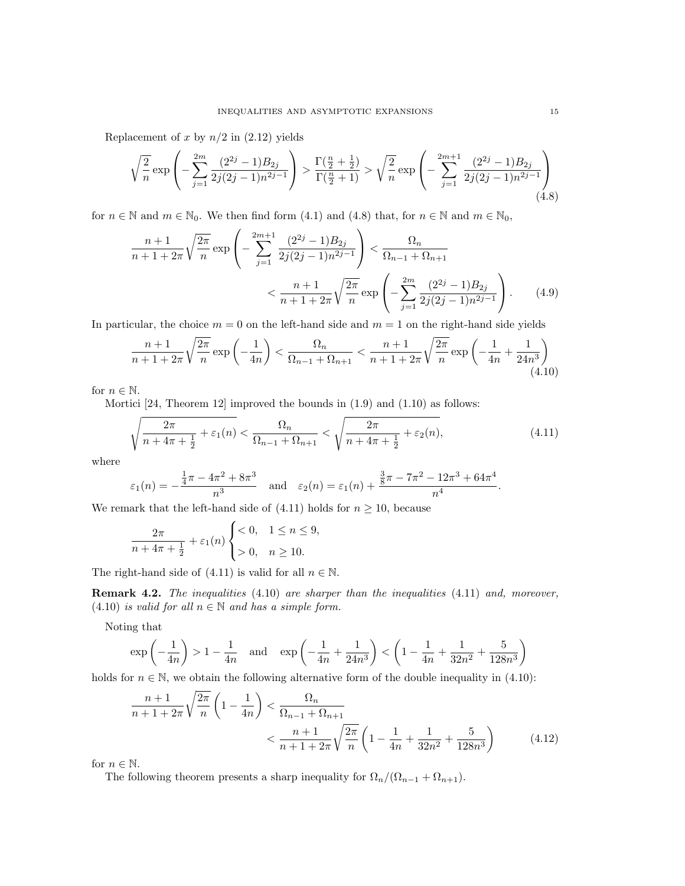Replacement of $x$ by $n/2$ in (2.12) yields

$$\sqrt{\frac{2}{n}}\exp\left(-\sum_{j=1}^{2m}\frac{(2^{2j}-1)B_{2j}}{2j(2j-1)n^{2j-1}}\right)>\frac{\Gamma(\frac{n}{2}+\frac{1}{2})}{\Gamma(\frac{n}{2}+1)}>\sqrt{\frac{2}{n}}\exp\left(-\sum_{j=1}^{2m+1}\frac{(2^{2j}-1)B_{2j}}{2j(2j-1)n^{2j-1}}\right) \tag{4.8}$$

for $n\in\mathbb{N}$ and $m\in\mathbb{N}_0$. We then find form (4.1) and (4.8) that, for $n\in\mathbb{N}$ and $m\in\mathbb{N}_0$,

$$\frac{n+1}{n+1+2\pi}\sqrt{\frac{2\pi}{n}}\exp\left(-\sum_{j=1}^{2m+1}\frac{(2^{2j}-1)B_{2j}}{2j(2j-1)n^{2j-1}}\right)<\frac{\Omega_n}{\Omega_{n-1}+\Omega_{n+1}}<\frac{n+1}{n+1+2\pi}\sqrt{\frac{2\pi}{n}}\exp\left(-\sum_{j=1}^{2m}\frac{(2^{2j}-1)B_{2j}}{2j(2j-1)n^{2j-1}}\right). \tag{4.9}$$

In particular, the choice $m=0$ on the left-hand side and $m=1$ on the right-hand side yields

$$\frac{n+1}{n+1+2\pi}\sqrt{\frac{2\pi}{n}}\exp\left(-\frac{1}{4n}\right)<\frac{\Omega_n}{\Omega_{n-1}+\Omega_{n+1}}<\frac{n+1}{n+1+2\pi}\sqrt{\frac{2\pi}{n}}\exp\left(-\frac{1}{4n}+\frac{1}{24n^3}\right) \tag{4.10}$$

for $n\in\mathbb{N}$.

Mortici [24, Theorem 12] improved the bounds in (1.9) and (1.10) as follows:

$$\sqrt{\frac{2\pi}{n+4\pi+\frac{1}{2}}+\varepsilon_1(n)}<\frac{\Omega_n}{\Omega_{n-1}+\Omega_{n+1}}<\sqrt{\frac{2\pi}{n+4\pi+\frac{1}{2}}+\varepsilon_2(n)}, \tag{4.11}$$

where

$$\varepsilon_1(n)=-\frac{\frac{1}{4}\pi-4\pi^2+8\pi^3}{n^3}\quad\text{and}\quad\varepsilon_2(n)=\varepsilon_1(n)+\frac{\frac{3}{8}\pi-7\pi^2-12\pi^3+64\pi^4}{n^4}.$$

We remark that the left-hand side of (4.11) holds for $n\geq 10$, because

$$\frac{2\pi}{n+4\pi+\frac{1}{2}}+\varepsilon_1(n)\begin{cases}<0, & 1\leq n\leq 9,\\ >0, & n\geq 10.\end{cases}$$

The right-hand side of (4.11) is valid for all $n\in\mathbb{N}$.

**Remark 4.2.** *The inequalities* (4.10) *are sharper than the inequalities* (4.11) *and, moreover,* (4.10) *is valid for all* $n\in\mathbb{N}$ *and has a simple form.*

Noting that

$$\exp\left(-\frac{1}{4n}\right)>1-\frac{1}{4n}\quad\text{and}\quad\exp\left(-\frac{1}{4n}+\frac{1}{24n^3}\right)<\left(1-\frac{1}{4n}+\frac{1}{32n^2}+\frac{5}{128n^3}\right)$$

holds for $n\in\mathbb{N}$, we obtain the following alternative form of the double inequality in (4.10):

$$\frac{n+1}{n+1+2\pi}\sqrt{\frac{2\pi}{n}}\left(1-\frac{1}{4n}\right)<\frac{\Omega_n}{\Omega_{n-1}+\Omega_{n+1}}<\frac{n+1}{n+1+2\pi}\sqrt{\frac{2\pi}{n}}\left(1-\frac{1}{4n}+\frac{1}{32n^2}+\frac{5}{128n^3}\right) \tag{4.12}$$

for $n\in\mathbb{N}$.

The following theorem presents a sharp inequality for $\Omega_n/(\Omega_{n-1}+\Omega_{n+1})$.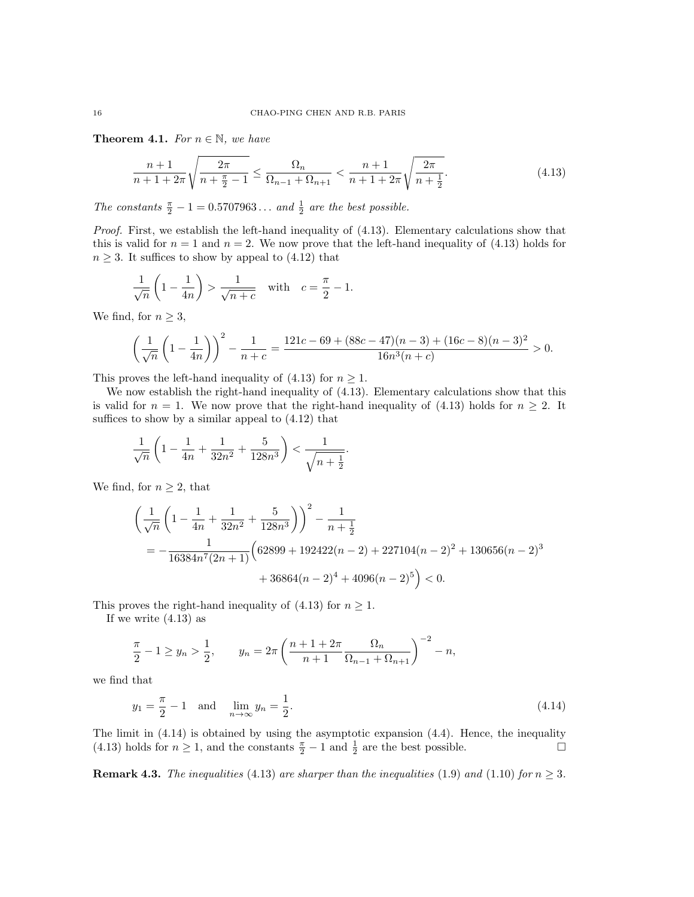**Theorem 4.1.** *For $n \in \mathbb{N}$, we have*

$$\frac{n+1}{n+1+2\pi}\sqrt{\frac{2\pi}{n+\frac{\pi}{2}-1}} \leq \frac{\Omega_n}{\Omega_{n-1}+\Omega_{n+1}} < \frac{n+1}{n+1+2\pi}\sqrt{\frac{2\pi}{n+\frac{1}{2}}}. \tag{4.13}$$

*The constants $\frac{\pi}{2}-1 = 0.5707963\ldots$ and $\frac{1}{2}$ are the best possible.*

*Proof.* First, we establish the left-hand inequality of (4.13). Elementary calculations show that this is valid for $n=1$ and $n=2$. We now prove that the left-hand inequality of (4.13) holds for $n \geq 3$. It suffices to show by appeal to (4.12) that

$$\frac{1}{\sqrt{n}}\left(1-\frac{1}{4n}\right) > \frac{1}{\sqrt{n+c}} \quad \text{with} \quad c = \frac{\pi}{2}-1.$$

We find, for $n \geq 3$,

$$\left(\frac{1}{\sqrt{n}}\left(1-\frac{1}{4n}\right)\right)^2 - \frac{1}{n+c} = \frac{121c - 69 + (88c-47)(n-3) + (16c-8)(n-3)^2}{16n^3(n+c)} > 0.$$

This proves the left-hand inequality of (4.13) for $n \geq 1$.

We now establish the right-hand inequality of (4.13). Elementary calculations show that this is valid for $n=1$. We now prove that the right-hand inequality of (4.13) holds for $n \geq 2$. It suffices to show by a similar appeal to (4.12) that

$$\frac{1}{\sqrt{n}}\left(1-\frac{1}{4n}+\frac{1}{32n^2}+\frac{5}{128n^3}\right) < \frac{1}{\sqrt{n+\frac{1}{2}}}.$$

We find, for $n \geq 2$, that

$$\begin{aligned}
&\left(\frac{1}{\sqrt{n}}\left(1-\frac{1}{4n}+\frac{1}{32n^2}+\frac{5}{128n^3}\right)\right)^2 - \frac{1}{n+\frac{1}{2}} \\
&= -\frac{1}{16384n^7(2n+1)}\Big(62899 + 192422(n-2) + 227104(n-2)^2 + 130656(n-2)^3 \\
&\qquad + 36864(n-2)^4 + 4096(n-2)^5\Big) < 0.
\end{aligned}$$

This proves the right-hand inequality of (4.13) for $n \geq 1$.

If we write (4.13) as

$$\frac{\pi}{2}-1 \geq y_n > \frac{1}{2}, \qquad y_n = 2\pi\left(\frac{n+1+2\pi}{n+1}\frac{\Omega_n}{\Omega_{n-1}+\Omega_{n+1}}\right)^{-2} - n,$$

we find that

$$y_1 = \frac{\pi}{2}-1 \quad \text{and} \quad \lim_{n\to\infty} y_n = \frac{1}{2}. \tag{4.14}$$

The limit in (4.14) is obtained by using the asymptotic expansion (4.4). Hence, the inequality (4.13) holds for $n \geq 1$, and the constants $\frac{\pi}{2}-1$ and $\frac{1}{2}$ are the best possible. □

**Remark 4.3.** *The inequalities (4.13) are sharper than the inequalities (1.9) and (1.10) for $n \geq 3$.*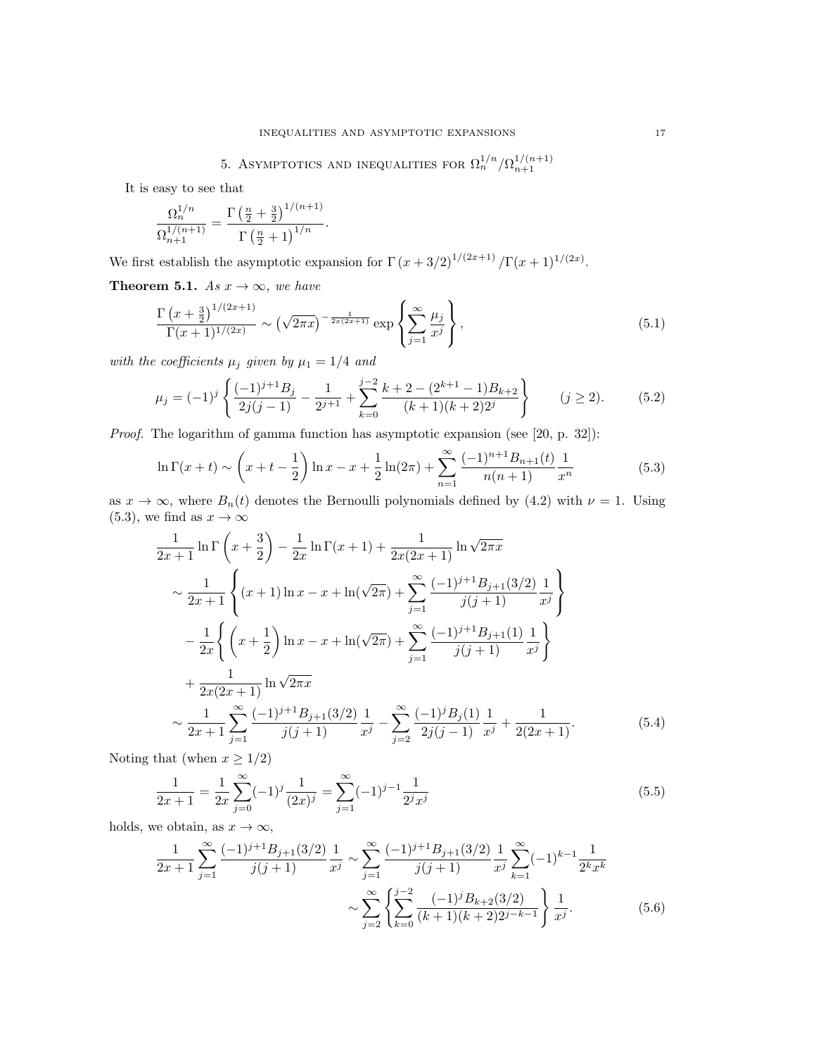## 5. Asymptotics and inequalities for $\Omega_n^{1/n}/\Omega_{n+1}^{1/(n+1)}$

It is easy to see that

$$\frac{\Omega_n^{1/n}}{\Omega_{n+1}^{1/(n+1)}} = \frac{\Gamma\left(\frac{n}{2}+\frac{3}{2}\right)^{1/(n+1)}}{\Gamma\left(\frac{n}{2}+1\right)^{1/n}}.$$

We first establish the asymptotic expansion for $\Gamma\left(x+3/2\right)^{1/(2x+1)}/\Gamma(x+1)^{1/(2x)}$.

**Theorem 5.1.** *As $x \to \infty$, we have*

$$\frac{\Gamma\left(x+\frac{3}{2}\right)^{1/(2x+1)}}{\Gamma(x+1)^{1/(2x)}} \sim \left(\sqrt{2\pi x}\right)^{-\frac{1}{2x(2x+1)}} \exp\left\{\sum_{j=1}^{\infty} \frac{\mu_j}{x^j}\right\}, \tag{5.1}$$

*with the coefficients $\mu_j$ given by $\mu_1 = 1/4$ and*

$$\mu_j = (-1)^j \left\{ \frac{(-1)^{j+1}B_j}{2j(j-1)} - \frac{1}{2^{j+1}} + \sum_{k=0}^{j-2} \frac{k+2-(2^{k+1}-1)B_{k+2}}{(k+1)(k+2)2^j} \right\} \qquad (j \geq 2). \tag{5.2}$$

*Proof.* The logarithm of gamma function has asymptotic expansion (see [20, p. 32]):

$$\ln\Gamma(x+t) \sim \left(x+t-\frac{1}{2}\right)\ln x - x + \frac{1}{2}\ln(2\pi) + \sum_{n=1}^{\infty} \frac{(-1)^{n+1}B_{n+1}(t)}{n(n+1)}\frac{1}{x^n} \tag{5.3}$$

as $x \to \infty$, where $B_n(t)$ denotes the Bernoulli polynomials defined by (4.2) with $\nu = 1$. Using (5.3), we find as $x \to \infty$

$$\begin{aligned}
&\frac{1}{2x+1}\ln\Gamma\left(x+\frac{3}{2}\right) - \frac{1}{2x}\ln\Gamma(x+1) + \frac{1}{2x(2x+1)}\ln\sqrt{2\pi x}\\
&\sim \frac{1}{2x+1}\left\{(x+1)\ln x - x + \ln(\sqrt{2\pi}) + \sum_{j=1}^{\infty}\frac{(-1)^{j+1}B_{j+1}(3/2)}{j(j+1)}\frac{1}{x^j}\right\}\\
&\quad - \frac{1}{2x}\left\{\left(x+\frac{1}{2}\right)\ln x - x + \ln(\sqrt{2\pi}) + \sum_{j=1}^{\infty}\frac{(-1)^{j+1}B_{j+1}(1)}{j(j+1)}\frac{1}{x^j}\right\}\\
&\quad + \frac{1}{2x(2x+1)}\ln\sqrt{2\pi x}\\
&\sim \frac{1}{2x+1}\sum_{j=1}^{\infty}\frac{(-1)^{j+1}B_{j+1}(3/2)}{j(j+1)}\frac{1}{x^j} - \sum_{j=2}^{\infty}\frac{(-1)^j B_j(1)}{2j(j-1)}\frac{1}{x^j} + \frac{1}{2(2x+1)}.
\end{aligned} \tag{5.4}$$

Noting that (when $x \geq 1/2$)

$$\frac{1}{2x+1} = \frac{1}{2x}\sum_{j=0}^{\infty}(-1)^j\frac{1}{(2x)^j} = \sum_{j=1}^{\infty}(-1)^{j-1}\frac{1}{2^j x^j} \tag{5.5}$$

holds, we obtain, as $x \to \infty$,

$$\begin{aligned}
\frac{1}{2x+1}\sum_{j=1}^{\infty}\frac{(-1)^{j+1}B_{j+1}(3/2)}{j(j+1)}\frac{1}{x^j} &\sim \sum_{j=1}^{\infty}\frac{(-1)^{j+1}B_{j+1}(3/2)}{j(j+1)}\frac{1}{x^j}\sum_{k=1}^{\infty}(-1)^{k-1}\frac{1}{2^k x^k}\\
&\sim \sum_{j=2}^{\infty}\left\{\sum_{k=0}^{j-2}\frac{(-1)^j B_{k+2}(3/2)}{(k+1)(k+2)2^{j-k-1}}\right\}\frac{1}{x^j}.
\end{aligned} \tag{5.6}$$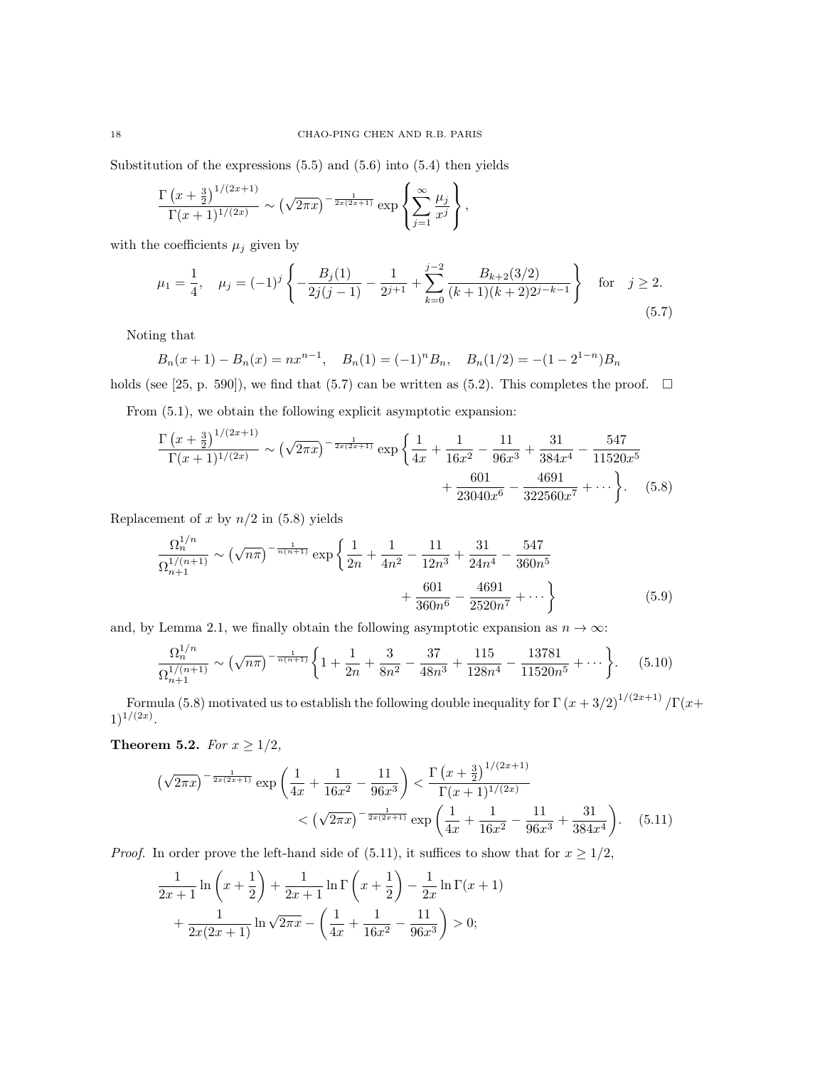Substitution of the expressions (5.5) and (5.6) into (5.4) then yields

$$\frac{\Gamma\left(x+\frac{3}{2}\right)^{1/(2x+1)}}{\Gamma(x+1)^{1/(2x)}} \sim \left(\sqrt{2\pi x}\right)^{-\frac{1}{2x(2x+1)}} \exp\left\{\sum_{j=1}^{\infty} \frac{\mu_j}{x^j}\right\},$$

with the coefficients $\mu_j$ given by

$$\mu_1 = \frac{1}{4}, \quad \mu_j = (-1)^j \left\{-\frac{B_j(1)}{2j(j-1)} - \frac{1}{2^{j+1}} + \sum_{k=0}^{j-2} \frac{B_{k+2}(3/2)}{(k+1)(k+2)2^{j-k-1}}\right\} \quad \text{for} \quad j \geq 2. \tag{5.7}$$

Noting that

$$B_n(x+1) - B_n(x) = nx^{n-1}, \quad B_n(1) = (-1)^n B_n, \quad B_n(1/2) = -(1-2^{1-n})B_n$$

holds (see [25, p. 590]), we find that (5.7) can be written as (5.2). This completes the proof. $\square$

From (5.1), we obtain the following explicit asymptotic expansion:

$$\frac{\Gamma\left(x+\frac{3}{2}\right)^{1/(2x+1)}}{\Gamma(x+1)^{1/(2x)}} \sim \left(\sqrt{2\pi x}\right)^{-\frac{1}{2x(2x+1)}} \exp\left\{\frac{1}{4x} + \frac{1}{16x^2} - \frac{11}{96x^3} + \frac{31}{384x^4} - \frac{547}{11520x^5} + \frac{601}{23040x^6} - \frac{4691}{322560x^7} + \cdots\right\}. \tag{5.8}$$

Replacement of $x$ by $n/2$ in (5.8) yields

$$\frac{\Omega_n^{1/n}}{\Omega_{n+1}^{1/(n+1)}} \sim \left(\sqrt{n\pi}\right)^{-\frac{1}{n(n+1)}} \exp\left\{\frac{1}{2n} + \frac{1}{4n^2} - \frac{11}{12n^3} + \frac{31}{24n^4} - \frac{547}{360n^5} + \frac{601}{360n^6} - \frac{4691}{2520n^7} + \cdots\right\} \tag{5.9}$$

and, by Lemma 2.1, we finally obtain the following asymptotic expansion as $n \to \infty$:

$$\frac{\Omega_n^{1/n}}{\Omega_{n+1}^{1/(n+1)}} \sim \left(\sqrt{n\pi}\right)^{-\frac{1}{n(n+1)}} \left\{1 + \frac{1}{2n} + \frac{3}{8n^2} - \frac{37}{48n^3} + \frac{115}{128n^4} - \frac{13781}{11520n^5} + \cdots\right\}. \tag{5.10}$$

Formula (5.8) motivated us to establish the following double inequality for $\Gamma\left(x+3/2\right)^{1/(2x+1)}/\Gamma(x+1)^{1/(2x)}$.

**Theorem 5.2.** *For $x \geq 1/2$,*

$$\left(\sqrt{2\pi x}\right)^{-\frac{1}{2x(2x+1)}} \exp\left(\frac{1}{4x} + \frac{1}{16x^2} - \frac{11}{96x^3}\right) < \frac{\Gamma\left(x+\frac{3}{2}\right)^{1/(2x+1)}}{\Gamma(x+1)^{1/(2x)}} < \left(\sqrt{2\pi x}\right)^{-\frac{1}{2x(2x+1)}} \exp\left(\frac{1}{4x} + \frac{1}{16x^2} - \frac{11}{96x^3} + \frac{31}{384x^4}\right). \tag{5.11}$$

*Proof.* In order prove the left-hand side of (5.11), it suffices to show that for $x \geq 1/2$,

$$\frac{1}{2x+1}\ln\left(x+\frac{1}{2}\right) + \frac{1}{2x+1}\ln\Gamma\left(x+\frac{1}{2}\right) - \frac{1}{2x}\ln\Gamma(x+1) + \frac{1}{2x(2x+1)}\ln\sqrt{2\pi x} - \left(\frac{1}{4x} + \frac{1}{16x^2} - \frac{11}{96x^3}\right) > 0;$$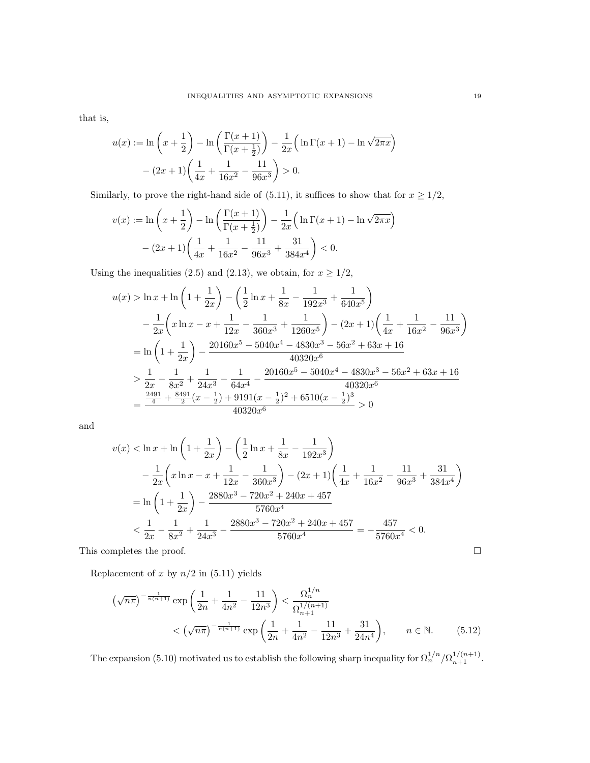that is,

$$
\begin{aligned}
u(x) := \ln\left(x+\frac{1}{2}\right) - \ln\left(\frac{\Gamma(x+1)}{\Gamma(x+\frac{1}{2})}\right) - \frac{1}{2x}\Big(\ln\Gamma(x+1) - \ln\sqrt{2\pi x}\Big) \\
- (2x+1)\left(\frac{1}{4x} + \frac{1}{16x^2} - \frac{11}{96x^3}\right) > 0.
\end{aligned}
$$

Similarly, to prove the right-hand side of (5.11), it suffices to show that for $x \ge 1/2$,

$$
\begin{aligned}
v(x) := \ln\left(x+\frac{1}{2}\right) - \ln\left(\frac{\Gamma(x+1)}{\Gamma(x+\frac{1}{2})}\right) - \frac{1}{2x}\Big(\ln\Gamma(x+1) - \ln\sqrt{2\pi x}\Big) \\
- (2x+1)\left(\frac{1}{4x} + \frac{1}{16x^2} - \frac{11}{96x^3} + \frac{31}{384x^4}\right) < 0.
\end{aligned}
$$

Using the inequalities (2.5) and (2.13), we obtain, for $x \ge 1/2$,

$$
\begin{aligned}
u(x) &> \ln x + \ln\left(1+\frac{1}{2x}\right) - \left(\frac{1}{2}\ln x + \frac{1}{8x} - \frac{1}{192x^3} + \frac{1}{640x^5}\right) \\
&\quad - \frac{1}{2x}\left(x\ln x - x + \frac{1}{12x} - \frac{1}{360x^3} + \frac{1}{1260x^5}\right) - (2x+1)\left(\frac{1}{4x} + \frac{1}{16x^2} - \frac{11}{96x^3}\right) \\
&= \ln\left(1+\frac{1}{2x}\right) - \frac{20160x^5 - 5040x^4 - 4830x^3 - 56x^2 + 63x + 16}{40320x^6} \\
&> \frac{1}{2x} - \frac{1}{8x^2} + \frac{1}{24x^3} - \frac{1}{64x^4} - \frac{20160x^5 - 5040x^4 - 4830x^3 - 56x^2 + 63x + 16}{40320x^6} \\
&= \frac{\frac{2491}{4} + \frac{8491}{2}(x-\frac{1}{2}) + 9191(x-\frac{1}{2})^2 + 6510(x-\frac{1}{2})^3}{40320x^6} > 0
\end{aligned}
$$

and

$$
\begin{aligned}
v(x) &< \ln x + \ln\left(1+\frac{1}{2x}\right) - \left(\frac{1}{2}\ln x + \frac{1}{8x} - \frac{1}{192x^3}\right) \\
&\quad - \frac{1}{2x}\left(x\ln x - x + \frac{1}{12x} - \frac{1}{360x^3}\right) - (2x+1)\left(\frac{1}{4x} + \frac{1}{16x^2} - \frac{11}{96x^3} + \frac{31}{384x^4}\right) \\
&= \ln\left(1+\frac{1}{2x}\right) - \frac{2880x^3 - 720x^2 + 240x + 457}{5760x^4} \\
&< \frac{1}{2x} - \frac{1}{8x^2} + \frac{1}{24x^3} - \frac{2880x^3 - 720x^2 + 240x + 457}{5760x^4} = -\frac{457}{5760x^4} < 0.
\end{aligned}
$$

This completes the proof. □

Replacement of $x$ by $n/2$ in (5.11) yields

$$
\begin{aligned}
\left(\sqrt{n\pi}\right)^{-\frac{1}{n(n+1)}} \exp\left(\frac{1}{2n} + \frac{1}{4n^2} - \frac{11}{12n^3}\right) < \frac{\Omega_n^{1/n}}{\Omega_{n+1}^{1/(n+1)}} \\
< \left(\sqrt{n\pi}\right)^{-\frac{1}{n(n+1)}} \exp\left(\frac{1}{2n} + \frac{1}{4n^2} - \frac{11}{12n^3} + \frac{31}{24n^4}\right), \qquad n \in \mathbb{N}. \qquad (5.12)
\end{aligned}
$$

The expansion (5.10) motivated us to establish the following sharp inequality for $\Omega_n^{1/n}/\Omega_{n+1}^{1/(n+1)}$.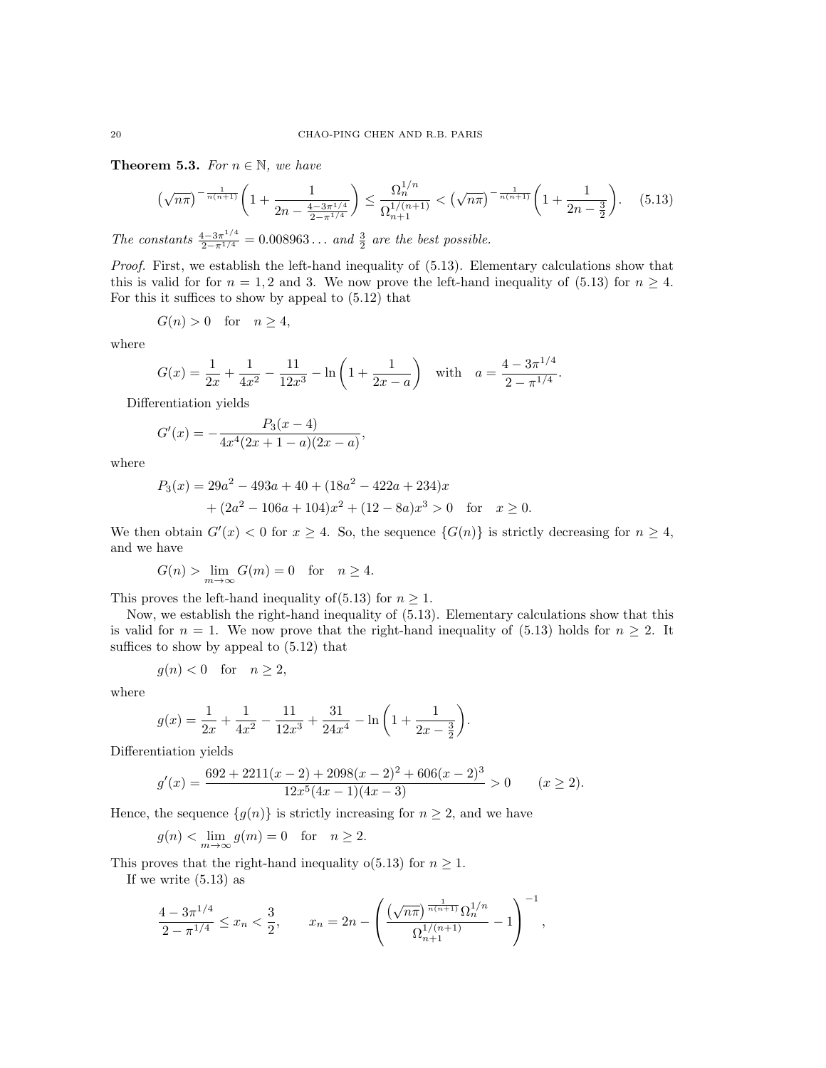**Theorem 5.3.** *For $n \in \mathbb{N}$, we have*

$$\left(\sqrt{n\pi}\right)^{-\frac{1}{n(n+1)}}\left(1+\frac{1}{2n-\frac{4-3\pi^{1/4}}{2-\pi^{1/4}}}\right) \le \frac{\Omega_n^{1/n}}{\Omega_{n+1}^{1/(n+1)}} < \left(\sqrt{n\pi}\right)^{-\frac{1}{n(n+1)}}\left(1+\frac{1}{2n-\frac{3}{2}}\right). \tag{5.13}$$

*The constants $\frac{4-3\pi^{1/4}}{2-\pi^{1/4}} = 0.008963\ldots$ and $\frac{3}{2}$ are the best possible.*

*Proof.* First, we establish the left-hand inequality of (5.13). Elementary calculations show that this is valid for for $n = 1, 2$ and 3. We now prove the left-hand inequality of (5.13) for $n \ge 4$. For this it suffices to show by appeal to (5.12) that

$$G(n) > 0 \quad \text{for} \quad n \ge 4,$$

where

$$G(x) = \frac{1}{2x} + \frac{1}{4x^2} - \frac{11}{12x^3} - \ln\left(1+\frac{1}{2x-a}\right) \quad \text{with} \quad a = \frac{4-3\pi^{1/4}}{2-\pi^{1/4}}.$$

Differentiation yields

$$G'(x) = -\frac{P_3(x-4)}{4x^4(2x+1-a)(2x-a)},$$

where

$$P_3(x) = 29a^2 - 493a + 40 + (18a^2 - 422a + 234)x + (2a^2 - 106a + 104)x^2 + (12 - 8a)x^3 > 0 \quad \text{for} \quad x \ge 0.$$

We then obtain $G'(x) < 0$ for $x \ge 4$. So, the sequence $\{G(n)\}$ is strictly decreasing for $n \ge 4$, and we have

$$G(n) > \lim_{m\to\infty} G(m) = 0 \quad \text{for} \quad n \ge 4.$$

This proves the left-hand inequality of(5.13) for $n \ge 1$.

Now, we establish the right-hand inequality of (5.13). Elementary calculations show that this is valid for $n = 1$. We now prove that the right-hand inequality of (5.13) holds for $n \ge 2$. It suffices to show by appeal to (5.12) that

$$g(n) < 0 \quad \text{for} \quad n \ge 2,$$

where

$$g(x) = \frac{1}{2x} + \frac{1}{4x^2} - \frac{11}{12x^3} + \frac{31}{24x^4} - \ln\left(1+\frac{1}{2x-\frac{3}{2}}\right).$$

Differentiation yields

$$g'(x) = \frac{692 + 2211(x-2) + 2098(x-2)^2 + 606(x-2)^3}{12x^5(4x-1)(4x-3)} > 0 \qquad (x \ge 2).$$

Hence, the sequence $\{g(n)\}$ is strictly increasing for $n \ge 2$, and we have

$$g(n) < \lim_{m\to\infty} g(m) = 0 \quad \text{for} \quad n \ge 2.$$

This proves that the right-hand inequality o(5.13) for $n \ge 1$.

If we write (5.13) as

$$\frac{4-3\pi^{1/4}}{2-\pi^{1/4}} \le x_n < \frac{3}{2}, \qquad x_n = 2n - \left(\frac{\left(\sqrt{n\pi}\right)^{\frac{1}{n(n+1)}}\Omega_n^{1/n}}{\Omega_{n+1}^{1/(n+1)}} - 1\right)^{-1},$$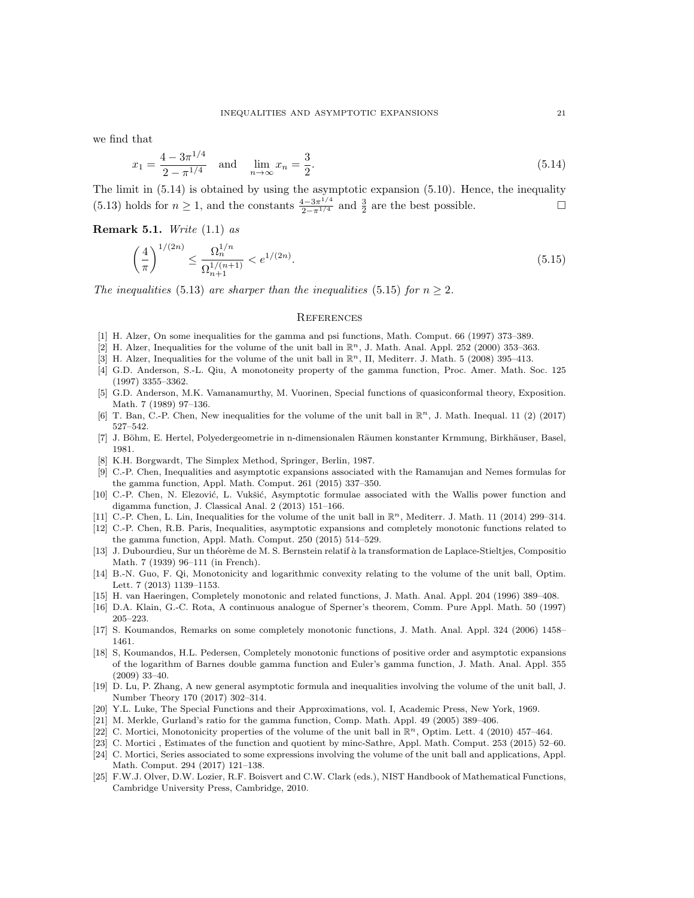we find that

$$x_1 = \frac{4 - 3\pi^{1/4}}{2 - \pi^{1/4}} \quad \text{and} \quad \lim_{n\to\infty} x_n = \frac{3}{2}. \tag{5.14}$$

The limit in (5.14) is obtained by using the asymptotic expansion (5.10). Hence, the inequality (5.13) holds for $n \geq 1$, and the constants $\frac{4-3\pi^{1/4}}{2-\pi^{1/4}}$ and $\frac{3}{2}$ are the best possible. □

**Remark 5.1.** *Write* (1.1) *as*

$$\left(\frac{4}{\pi}\right)^{1/(2n)} \leq \frac{\Omega_n^{1/n}}{\Omega_{n+1}^{1/(n+1)}} < e^{1/(2n)}. \tag{5.15}$$

*The inequalities* (5.13) *are sharper than the inequalities* (5.15) *for* $n \geq 2$.

## References

[1] H. Alzer, On some inequalities for the gamma and psi functions, Math. Comput. 66 (1997) 373–389.

[2] H. Alzer, Inequalities for the volume of the unit ball in $\mathbb{R}^n$, J. Math. Anal. Appl. 252 (2000) 353–363.

[3] H. Alzer, Inequalities for the volume of the unit ball in $\mathbb{R}^n$, II, Mediterr. J. Math. 5 (2008) 395–413.

[4] G.D. Anderson, S.-L. Qiu, A monotoneity property of the gamma function, Proc. Amer. Math. Soc. 125 (1997) 3355–3362.

[5] G.D. Anderson, M.K. Vamanamurthy, M. Vuorinen, Special functions of quasiconformal theory, Exposition. Math. 7 (1989) 97–136.

[6] T. Ban, C.-P. Chen, New inequalities for the volume of the unit ball in $\mathbb{R}^n$, J. Math. Inequal. 11 (2) (2017) 527–542.

[7] J. Böhm, E. Hertel, Polyedergeometrie in n-dimensionalen Räumen konstanter Krmmung, Birkhäuser, Basel, 1981.

[8] K.H. Borgwardt, The Simplex Method, Springer, Berlin, 1987.

[9] C.-P. Chen, Inequalities and asymptotic expansions associated with the Ramanujan and Nemes formulas for the gamma function, Appl. Math. Comput. 261 (2015) 337–350.

[10] C.-P. Chen, N. Elezović, L. Vukšić, Asymptotic formulae associated with the Wallis power function and digamma function, J. Classical Anal. 2 (2013) 151–166.

[11] C.-P. Chen, L. Lin, Inequalities for the volume of the unit ball in $\mathbb{R}^n$, Mediterr. J. Math. 11 (2014) 299–314.

[12] C.-P. Chen, R.B. Paris, Inequalities, asymptotic expansions and completely monotonic functions related to the gamma function, Appl. Math. Comput. 250 (2015) 514–529.

[13] J. Dubourdieu, Sur un théorème de M. S. Bernstein relatif à la transformation de Laplace-Stieltjes, Compositio Math. 7 (1939) 96–111 (in French).

[14] B.-N. Guo, F. Qi, Monotonicity and logarithmic convexity relating to the volume of the unit ball, Optim. Lett. 7 (2013) 1139–1153.

[15] H. van Haeringen, Completely monotonic and related functions, J. Math. Anal. Appl. 204 (1996) 389–408.

[16] D.A. Klain, G.-C. Rota, A continuous analogue of Sperner's theorem, Comm. Pure Appl. Math. 50 (1997) 205–223.

[17] S. Koumandos, Remarks on some completely monotonic functions, J. Math. Anal. Appl. 324 (2006) 1458–1461.

[18] S, Koumandos, H.L. Pedersen, Completely monotonic functions of positive order and asymptotic expansions of the logarithm of Barnes double gamma function and Euler's gamma function, J. Math. Anal. Appl. 355 (2009) 33–40.

[19] D. Lu, P. Zhang, A new general asymptotic formula and inequalities involving the volume of the unit ball, J. Number Theory 170 (2017) 302–314.

[20] Y.L. Luke, The Special Functions and their Approximations, vol. I, Academic Press, New York, 1969.

[21] M. Merkle, Gurland's ratio for the gamma function, Comp. Math. Appl. 49 (2005) 389–406.

[22] C. Mortici, Monotonicity properties of the volume of the unit ball in $\mathbb{R}^n$, Optim. Lett. 4 (2010) 457–464.

[23] C. Mortici , Estimates of the function and quotient by minc-Sathre, Appl. Math. Comput. 253 (2015) 52–60.

[24] C. Mortici, Series associated to some expressions involving the volume of the unit ball and applications, Appl. Math. Comput. 294 (2017) 121–138.

[25] F.W.J. Olver, D.W. Lozier, R.F. Boisvert and C.W. Clark (eds.), NIST Handbook of Mathematical Functions, Cambridge University Press, Cambridge, 2010.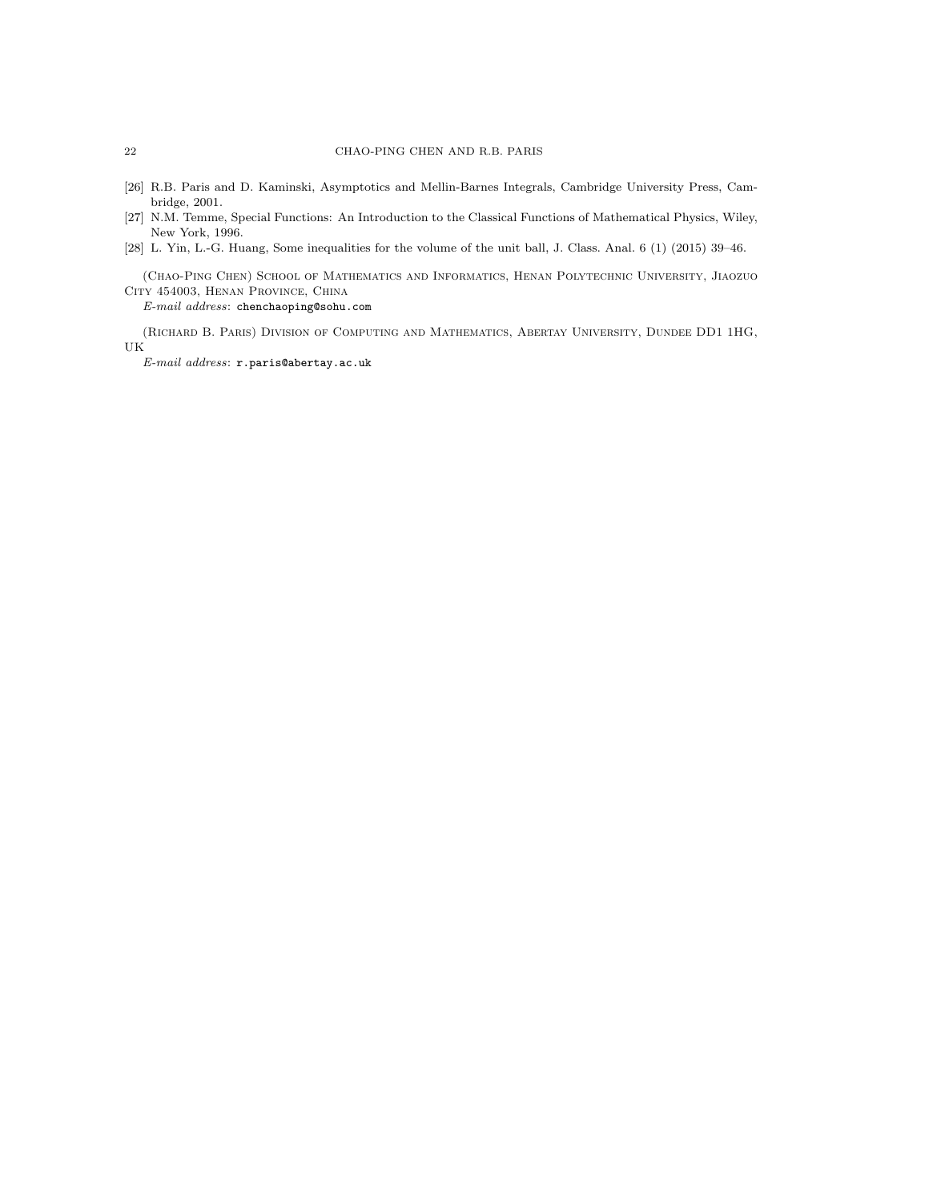[26] R.B. Paris and D. Kaminski, Asymptotics and Mellin-Barnes Integrals, Cambridge University Press, Cambridge, 2001.

[27] N.M. Temme, Special Functions: An Introduction to the Classical Functions of Mathematical Physics, Wiley, New York, 1996.

[28] L. Yin, L.-G. Huang, Some inequalities for the volume of the unit ball, J. Class. Anal. 6 (1) (2015) 39–46.

(Chao-Ping Chen) School of Mathematics and Informatics, Henan Polytechnic University, Jiaozuo City 454003, Henan Province, China

*E-mail address*: chenchaoping@sohu.com

(Richard B. Paris) Division of Computing and Mathematics, Abertay University, Dundee DD1 1HG, UK

*E-mail address*: r.paris@abertay.ac.uk